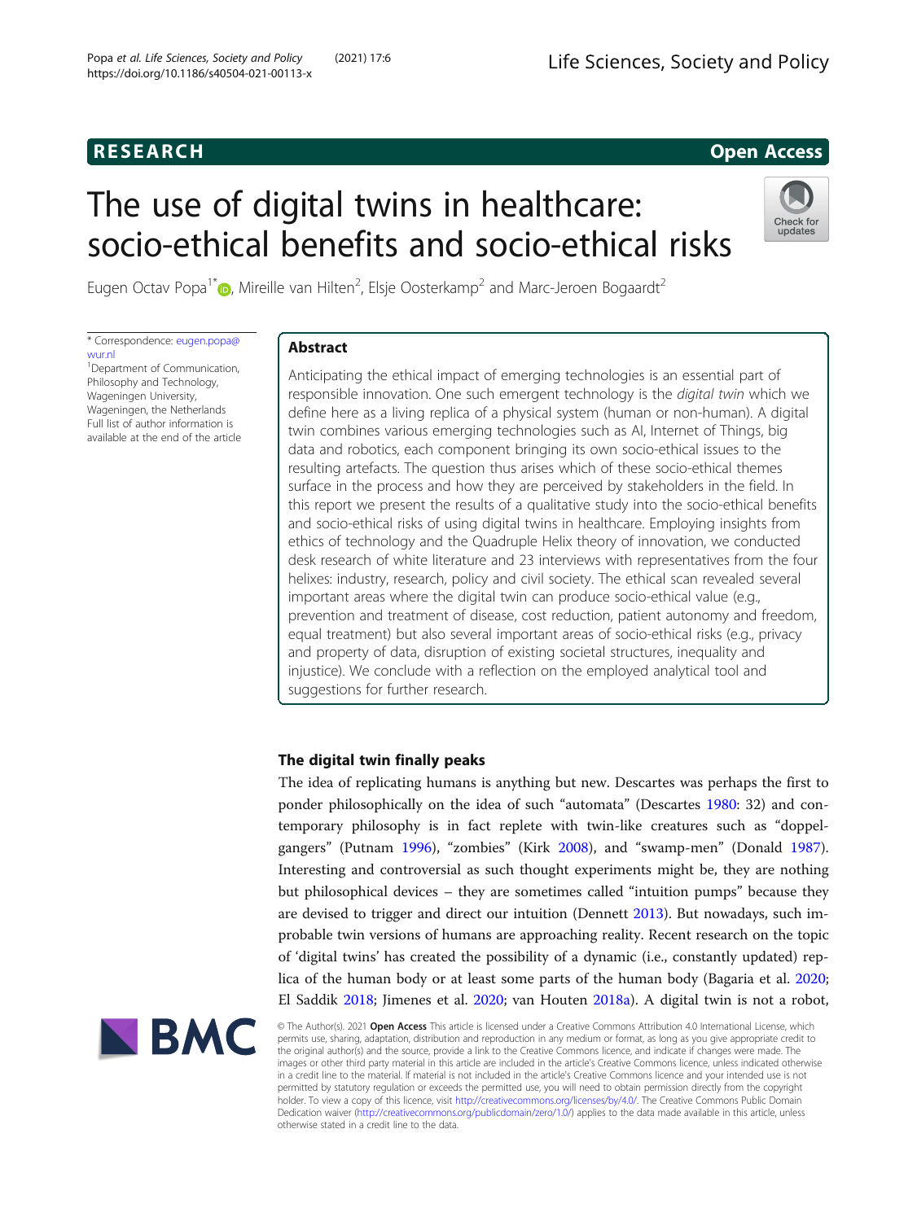RESEARCH

Open Access

# The use of digital twins in healthcare: socio-ethical benefits and socio-ethical risks

Eugen Octav Popa[1*], Mireille van Hilten[2], Elsje Oosterkamp[2] and Marc-Jeroen Bogaardt[2]

* Correspondence: eugen.popa@wur.nl
[1]Department of Communication, Philosophy and Technology, Wageningen University, Wageningen, the Netherlands
Full list of author information is available at the end of the article

## Abstract

Anticipating the ethical impact of emerging technologies is an essential part of responsible innovation. One such emergent technology is the *digital twin* which we define here as a living replica of a physical system (human or non-human). A digital twin combines various emerging technologies such as AI, Internet of Things, big data and robotics, each component bringing its own socio-ethical issues to the resulting artefacts. The question thus arises which of these socio-ethical themes surface in the process and how they are perceived by stakeholders in the field. In this report we present the results of a qualitative study into the socio-ethical benefits and socio-ethical risks of using digital twins in healthcare. Employing insights from ethics of technology and the Quadruple Helix theory of innovation, we conducted desk research of white literature and 23 interviews with representatives from the four helixes: industry, research, policy and civil society. The ethical scan revealed several important areas where the digital twin can produce socio-ethical value (e.g., prevention and treatment of disease, cost reduction, patient autonomy and freedom, equal treatment) but also several important areas of socio-ethical risks (e.g., privacy and property of data, disruption of existing societal structures, inequality and injustice). We conclude with a reflection on the employed analytical tool and suggestions for further research.

## The digital twin finally peaks

The idea of replicating humans is anything but new. Descartes was perhaps the first to ponder philosophically on the idea of such "automata" (Descartes 1980: 32) and contemporary philosophy is in fact replete with twin-like creatures such as "doppelgangers" (Putnam 1996), "zombies" (Kirk 2008), and "swamp-men" (Donald 1987). Interesting and controversial as such thought experiments might be, they are nothing but philosophical devices – they are sometimes called "intuition pumps" because they are devised to trigger and direct our intuition (Dennett 2013). But nowadays, such improbable twin versions of humans are approaching reality. Recent research on the topic of 'digital twins' has created the possibility of a dynamic (i.e., constantly updated) replica of the human body or at least some parts of the human body (Bagaria et al. 2020; El Saddik 2018; Jimenes et al. 2020; van Houten 2018a). A digital twin is not a robot,

© The Author(s). 2021 **Open Access** This article is licensed under a Creative Commons Attribution 4.0 International License, which permits use, sharing, adaptation, distribution and reproduction in any medium or format, as long as you give appropriate credit to the original author(s) and the source, provide a link to the Creative Commons licence, and indicate if changes were made. The images or other third party material in this article are included in the article's Creative Commons licence, unless indicated otherwise in a credit line to the material. If material is not included in the article's Creative Commons licence and your intended use is not permitted by statutory regulation or exceeds the permitted use, you will need to obtain permission directly from the copyright holder. To view a copy of this licence, visit http://creativecommons.org/licenses/by/4.0/. The Creative Commons Public Domain Dedication waiver (http://creativecommons.org/publicdomain/zero/1.0/) applies to the data made available in this article, unless otherwise stated in a credit line to the data.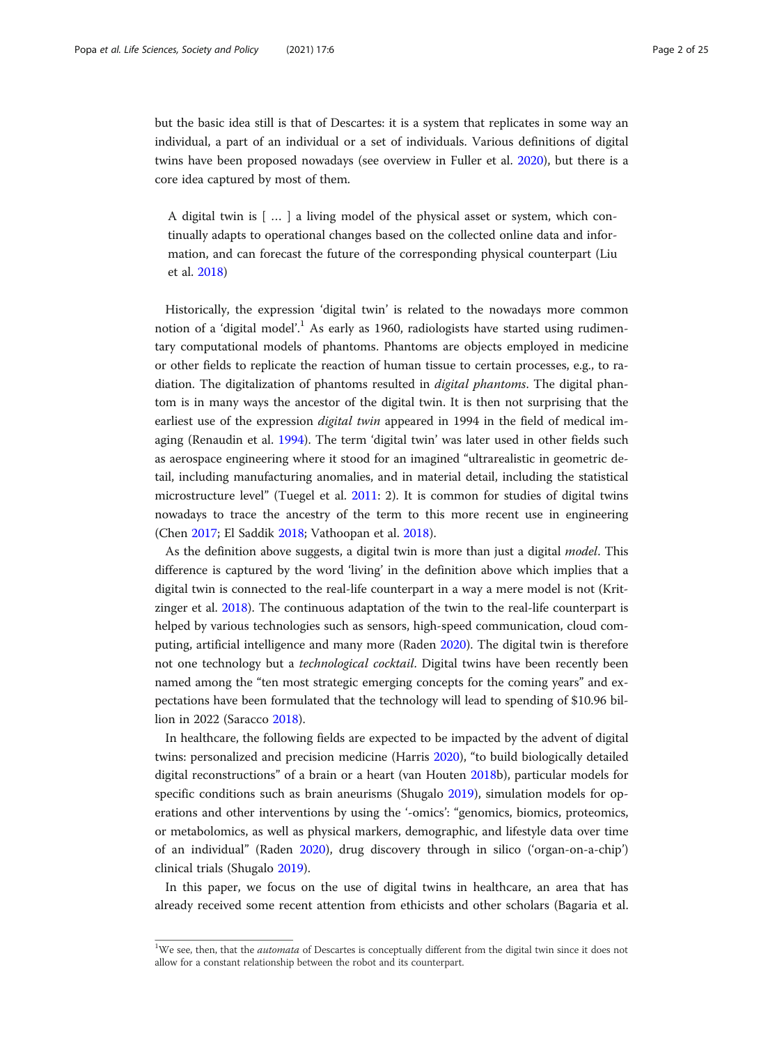but the basic idea still is that of Descartes: it is a system that replicates in some way an individual, a part of an individual or a set of individuals. Various definitions of digital twins have been proposed nowadays (see overview in Fuller et al. 2020), but there is a core idea captured by most of them.

> A digital twin is [ … ] a living model of the physical asset or system, which continually adapts to operational changes based on the collected online data and information, and can forecast the future of the corresponding physical counterpart (Liu et al. 2018)

Historically, the expression 'digital twin' is related to the nowadays more common notion of a 'digital model'.[1] As early as 1960, radiologists have started using rudimentary computational models of phantoms. Phantoms are objects employed in medicine or other fields to replicate the reaction of human tissue to certain processes, e.g., to radiation. The digitalization of phantoms resulted in *digital phantoms*. The digital phantom is in many ways the ancestor of the digital twin. It is then not surprising that the earliest use of the expression *digital twin* appeared in 1994 in the field of medical imaging (Renaudin et al. 1994). The term 'digital twin' was later used in other fields such as aerospace engineering where it stood for an imagined "ultrarealistic in geometric detail, including manufacturing anomalies, and in material detail, including the statistical microstructure level" (Tuegel et al. 2011: 2). It is common for studies of digital twins nowadays to trace the ancestry of the term to this more recent use in engineering (Chen 2017; El Saddik 2018; Vathoopan et al. 2018).

As the definition above suggests, a digital twin is more than just a digital *model*. This difference is captured by the word 'living' in the definition above which implies that a digital twin is connected to the real-life counterpart in a way a mere model is not (Kritzinger et al. 2018). The continuous adaptation of the twin to the real-life counterpart is helped by various technologies such as sensors, high-speed communication, cloud computing, artificial intelligence and many more (Raden 2020). The digital twin is therefore not one technology but a *technological cocktail*. Digital twins have been recently been named among the "ten most strategic emerging concepts for the coming years" and expectations have been formulated that the technology will lead to spending of $10.96 billion in 2022 (Saracco 2018).

In healthcare, the following fields are expected to be impacted by the advent of digital twins: personalized and precision medicine (Harris 2020), "to build biologically detailed digital reconstructions" of a brain or a heart (van Houten 2018b), particular models for specific conditions such as brain aneurisms (Shugalo 2019), simulation models for operations and other interventions by using the '-omics': "genomics, biomics, proteomics, or metabolomics, as well as physical markers, demographic, and lifestyle data over time of an individual" (Raden 2020), drug discovery through in silico ('organ-on-a-chip') clinical trials (Shugalo 2019).

In this paper, we focus on the use of digital twins in healthcare, an area that has already received some recent attention from ethicists and other scholars (Bagaria et al.

[1] We see, then, that the *automata* of Descartes is conceptually different from the digital twin since it does not allow for a constant relationship between the robot and its counterpart.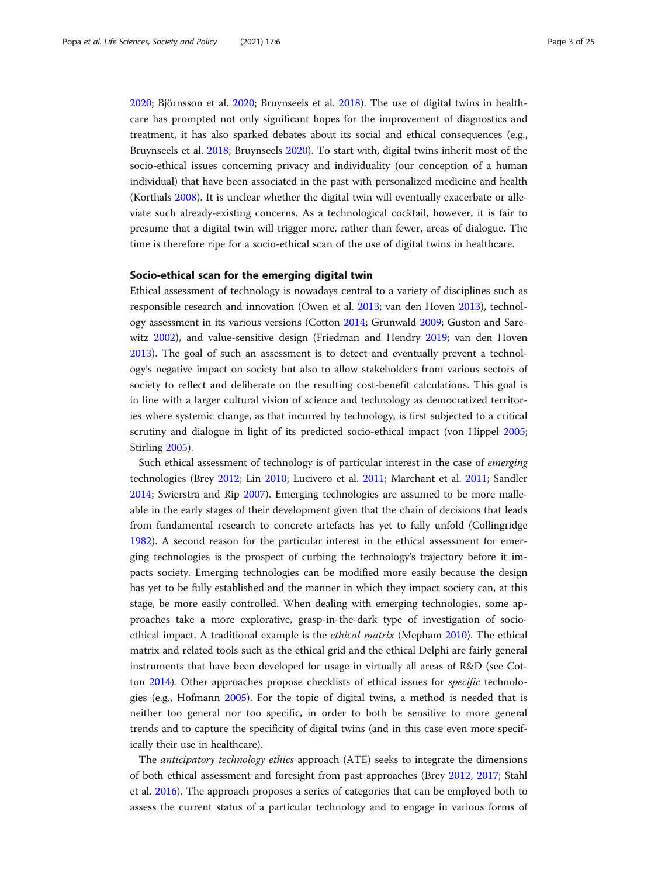2020; Björnsson et al. 2020; Bruynseels et al. 2018). The use of digital twins in healthcare has prompted not only significant hopes for the improvement of diagnostics and treatment, it has also sparked debates about its social and ethical consequences (e.g., Bruynseels et al. 2018; Bruynseels 2020). To start with, digital twins inherit most of the socio-ethical issues concerning privacy and individuality (our conception of a human individual) that have been associated in the past with personalized medicine and health (Korthals 2008). It is unclear whether the digital twin will eventually exacerbate or alleviate such already-existing concerns. As a technological cocktail, however, it is fair to presume that a digital twin will trigger more, rather than fewer, areas of dialogue. The time is therefore ripe for a socio-ethical scan of the use of digital twins in healthcare.

## Socio-ethical scan for the emerging digital twin

Ethical assessment of technology is nowadays central to a variety of disciplines such as responsible research and innovation (Owen et al. 2013; van den Hoven 2013), technology assessment in its various versions (Cotton 2014; Grunwald 2009; Guston and Sarewitz 2002), and value-sensitive design (Friedman and Hendry 2019; van den Hoven 2013). The goal of such an assessment is to detect and eventually prevent a technology's negative impact on society but also to allow stakeholders from various sectors of society to reflect and deliberate on the resulting cost-benefit calculations. This goal is in line with a larger cultural vision of science and technology as democratized territories where systemic change, as that incurred by technology, is first subjected to a critical scrutiny and dialogue in light of its predicted socio-ethical impact (von Hippel 2005; Stirling 2005).

Such ethical assessment of technology is of particular interest in the case of *emerging* technologies (Brey 2012; Lin 2010; Lucivero et al. 2011; Marchant et al. 2011; Sandler 2014; Swierstra and Rip 2007). Emerging technologies are assumed to be more malleable in the early stages of their development given that the chain of decisions that leads from fundamental research to concrete artefacts has yet to fully unfold (Collingridge 1982). A second reason for the particular interest in the ethical assessment for emerging technologies is the prospect of curbing the technology's trajectory before it impacts society. Emerging technologies can be modified more easily because the design has yet to be fully established and the manner in which they impact society can, at this stage, be more easily controlled. When dealing with emerging technologies, some approaches take a more explorative, grasp-in-the-dark type of investigation of socio-ethical impact. A traditional example is the *ethical matrix* (Mepham 2010). The ethical matrix and related tools such as the ethical grid and the ethical Delphi are fairly general instruments that have been developed for usage in virtually all areas of R&D (see Cotton 2014). Other approaches propose checklists of ethical issues for *specific* technologies (e.g., Hofmann 2005). For the topic of digital twins, a method is needed that is neither too general nor too specific, in order to both be sensitive to more general trends and to capture the specificity of digital twins (and in this case even more specifically their use in healthcare).

The *anticipatory technology ethics* approach (ATE) seeks to integrate the dimensions of both ethical assessment and foresight from past approaches (Brey 2012, 2017; Stahl et al. 2016). The approach proposes a series of categories that can be employed both to assess the current status of a particular technology and to engage in various forms of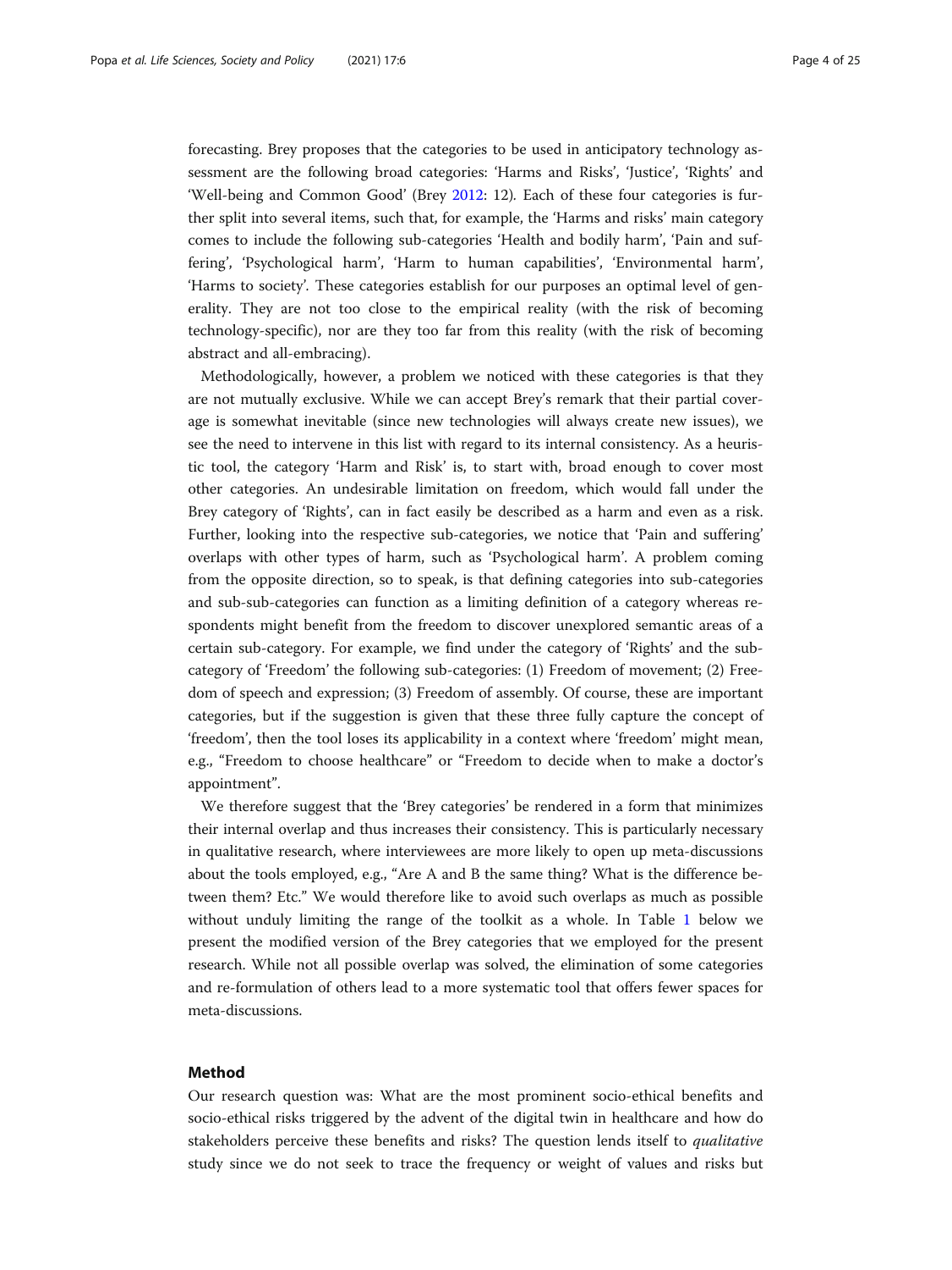forecasting. Brey proposes that the categories to be used in anticipatory technology assessment are the following broad categories: 'Harms and Risks', 'Justice', 'Rights' and 'Well-being and Common Good' (Brey 2012: 12). Each of these four categories is further split into several items, such that, for example, the 'Harms and risks' main category comes to include the following sub-categories 'Health and bodily harm', 'Pain and suffering', 'Psychological harm', 'Harm to human capabilities', 'Environmental harm', 'Harms to society'. These categories establish for our purposes an optimal level of generality. They are not too close to the empirical reality (with the risk of becoming technology-specific), nor are they too far from this reality (with the risk of becoming abstract and all-embracing).

Methodologically, however, a problem we noticed with these categories is that they are not mutually exclusive. While we can accept Brey's remark that their partial coverage is somewhat inevitable (since new technologies will always create new issues), we see the need to intervene in this list with regard to its internal consistency. As a heuristic tool, the category 'Harm and Risk' is, to start with, broad enough to cover most other categories. An undesirable limitation on freedom, which would fall under the Brey category of 'Rights', can in fact easily be described as a harm and even as a risk. Further, looking into the respective sub-categories, we notice that 'Pain and suffering' overlaps with other types of harm, such as 'Psychological harm'. A problem coming from the opposite direction, so to speak, is that defining categories into sub-categories and sub-sub-categories can function as a limiting definition of a category whereas respondents might benefit from the freedom to discover unexplored semantic areas of a certain sub-category. For example, we find under the category of 'Rights' and the sub-category of 'Freedom' the following sub-categories: (1) Freedom of movement; (2) Freedom of speech and expression; (3) Freedom of assembly. Of course, these are important categories, but if the suggestion is given that these three fully capture the concept of 'freedom', then the tool loses its applicability in a context where 'freedom' might mean, e.g., "Freedom to choose healthcare" or "Freedom to decide when to make a doctor's appointment".

We therefore suggest that the 'Brey categories' be rendered in a form that minimizes their internal overlap and thus increases their consistency. This is particularly necessary in qualitative research, where interviewees are more likely to open up meta-discussions about the tools employed, e.g., "Are A and B the same thing? What is the difference between them? Etc." We would therefore like to avoid such overlaps as much as possible without unduly limiting the range of the toolkit as a whole. In Table 1 below we present the modified version of the Brey categories that we employed for the present research. While not all possible overlap was solved, the elimination of some categories and re-formulation of others lead to a more systematic tool that offers fewer spaces for meta-discussions.

## Method

Our research question was: What are the most prominent socio-ethical benefits and socio-ethical risks triggered by the advent of the digital twin in healthcare and how do stakeholders perceive these benefits and risks? The question lends itself to *qualitative* study since we do not seek to trace the frequency or weight of values and risks but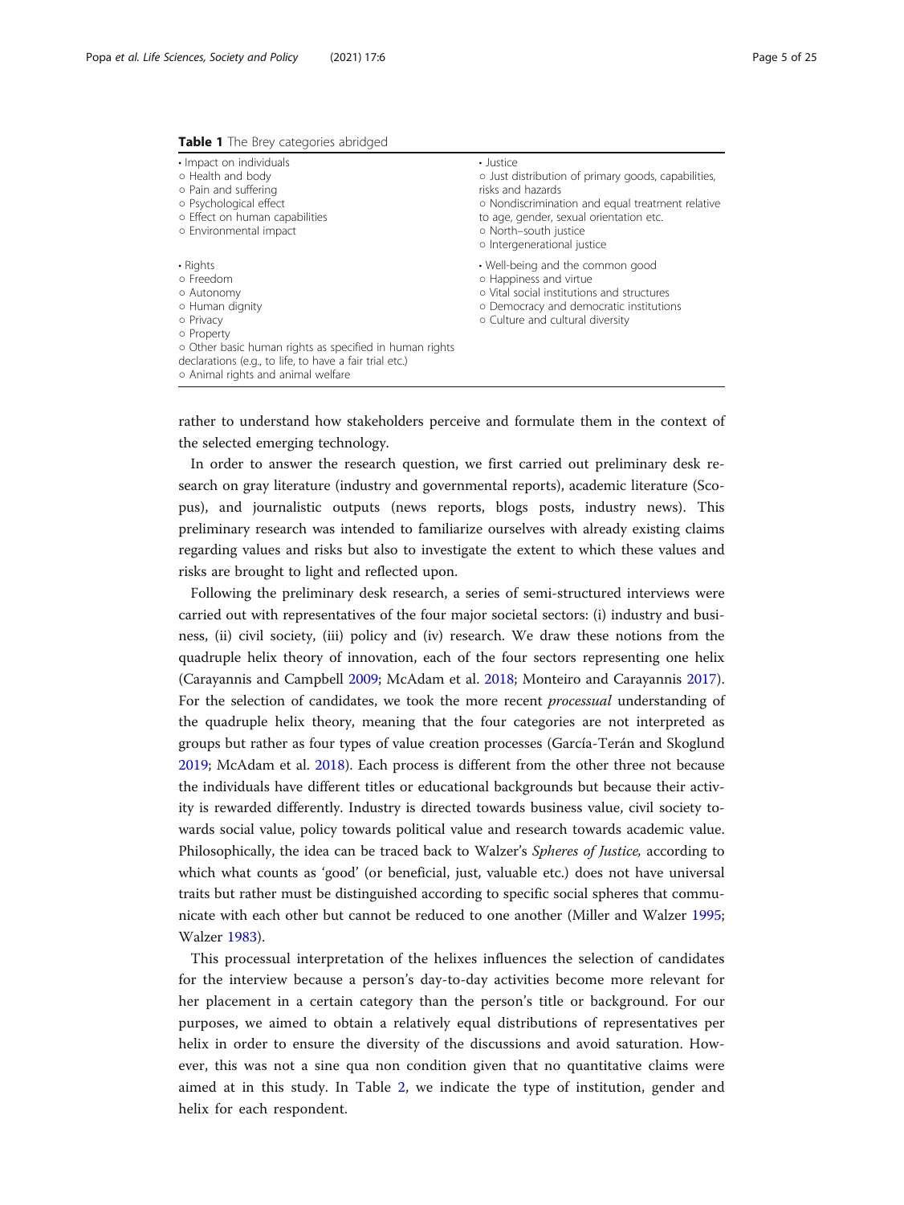**Table 1** The Brey categories abridged

| | |
|---|---|
| • Impact on individuals<br>○ Health and body<br>○ Pain and suffering<br>○ Psychological effect<br>○ Effect on human capabilities<br>○ Environmental impact | • Justice<br>○ Just distribution of primary goods, capabilities, risks and hazards<br>○ Nondiscrimination and equal treatment relative to age, gender, sexual orientation etc.<br>○ North–south justice<br>○ Intergenerational justice |
| • Rights<br>○ Freedom<br>○ Autonomy<br>○ Human dignity<br>○ Privacy<br>○ Property<br>○ Other basic human rights as specified in human rights declarations (e.g., to life, to have a fair trial etc.)<br>○ Animal rights and animal welfare | • Well-being and the common good<br>○ Happiness and virtue<br>○ Vital social institutions and structures<br>○ Democracy and democratic institutions<br>○ Culture and cultural diversity |

rather to understand how stakeholders perceive and formulate them in the context of the selected emerging technology.

In order to answer the research question, we first carried out preliminary desk research on gray literature (industry and governmental reports), academic literature (Scopus), and journalistic outputs (news reports, blogs posts, industry news). This preliminary research was intended to familiarize ourselves with already existing claims regarding values and risks but also to investigate the extent to which these values and risks are brought to light and reflected upon.

Following the preliminary desk research, a series of semi-structured interviews were carried out with representatives of the four major societal sectors: (i) industry and business, (ii) civil society, (iii) policy and (iv) research. We draw these notions from the quadruple helix theory of innovation, each of the four sectors representing one helix (Carayannis and Campbell 2009; McAdam et al. 2018; Monteiro and Carayannis 2017). For the selection of candidates, we took the more recent *processual* understanding of the quadruple helix theory, meaning that the four categories are not interpreted as groups but rather as four types of value creation processes (García-Terán and Skoglund 2019; McAdam et al. 2018). Each process is different from the other three not because the individuals have different titles or educational backgrounds but because their activity is rewarded differently. Industry is directed towards business value, civil society towards social value, policy towards political value and research towards academic value. Philosophically, the idea can be traced back to Walzer's *Spheres of Justice,* according to which what counts as 'good' (or beneficial, just, valuable etc.) does not have universal traits but rather must be distinguished according to specific social spheres that communicate with each other but cannot be reduced to one another (Miller and Walzer 1995; Walzer 1983).

This processual interpretation of the helixes influences the selection of candidates for the interview because a person's day-to-day activities become more relevant for her placement in a certain category than the person's title or background. For our purposes, we aimed to obtain a relatively equal distributions of representatives per helix in order to ensure the diversity of the discussions and avoid saturation. However, this was not a sine qua non condition given that no quantitative claims were aimed at in this study. In Table 2, we indicate the type of institution, gender and helix for each respondent.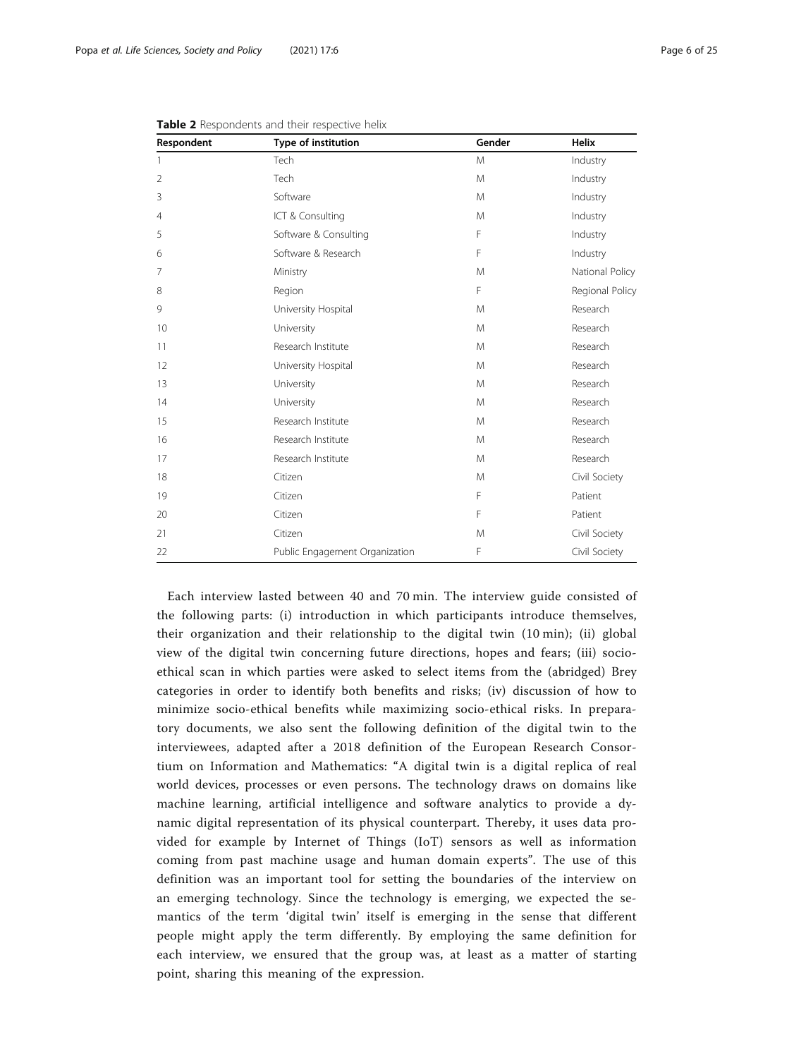**Table 2** Respondents and their respective helix

| Respondent | Type of institution | Gender | Helix |
|---|---|---|---|
| 1 | Tech | M | Industry |
| 2 | Tech | M | Industry |
| 3 | Software | M | Industry |
| 4 | ICT & Consulting | M | Industry |
| 5 | Software & Consulting | F | Industry |
| 6 | Software & Research | F | Industry |
| 7 | Ministry | M | National Policy |
| 8 | Region | F | Regional Policy |
| 9 | University Hospital | M | Research |
| 10 | University | M | Research |
| 11 | Research Institute | M | Research |
| 12 | University Hospital | M | Research |
| 13 | University | M | Research |
| 14 | University | M | Research |
| 15 | Research Institute | M | Research |
| 16 | Research Institute | M | Research |
| 17 | Research Institute | M | Research |
| 18 | Citizen | M | Civil Society |
| 19 | Citizen | F | Patient |
| 20 | Citizen | F | Patient |
| 21 | Citizen | M | Civil Society |
| 22 | Public Engagement Organization | F | Civil Society |

Each interview lasted between 40 and 70 min. The interview guide consisted of the following parts: (i) introduction in which participants introduce themselves, their organization and their relationship to the digital twin (10 min); (ii) global view of the digital twin concerning future directions, hopes and fears; (iii) socio-ethical scan in which parties were asked to select items from the (abridged) Brey categories in order to identify both benefits and risks; (iv) discussion of how to minimize socio-ethical benefits while maximizing socio-ethical risks. In preparatory documents, we also sent the following definition of the digital twin to the interviewees, adapted after a 2018 definition of the European Research Consortium on Information and Mathematics: "A digital twin is a digital replica of real world devices, processes or even persons. The technology draws on domains like machine learning, artificial intelligence and software analytics to provide a dynamic digital representation of its physical counterpart. Thereby, it uses data provided for example by Internet of Things (IoT) sensors as well as information coming from past machine usage and human domain experts". The use of this definition was an important tool for setting the boundaries of the interview on an emerging technology. Since the technology is emerging, we expected the semantics of the term 'digital twin' itself is emerging in the sense that different people might apply the term differently. By employing the same definition for each interview, we ensured that the group was, at least as a matter of starting point, sharing this meaning of the expression.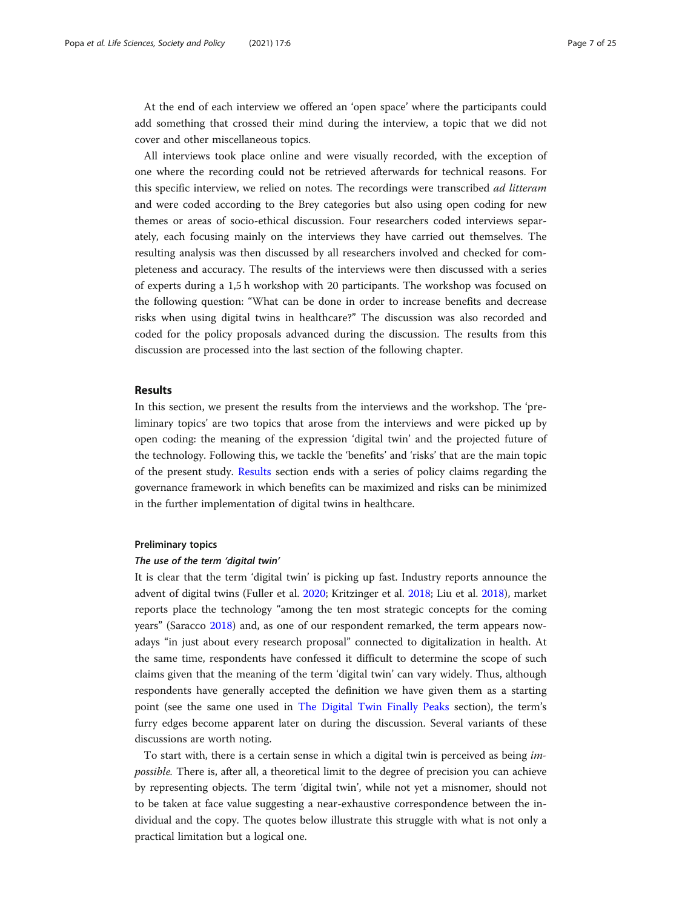At the end of each interview we offered an 'open space' where the participants could add something that crossed their mind during the interview, a topic that we did not cover and other miscellaneous topics.

All interviews took place online and were visually recorded, with the exception of one where the recording could not be retrieved afterwards for technical reasons. For this specific interview, we relied on notes. The recordings were transcribed *ad litteram* and were coded according to the Brey categories but also using open coding for new themes or areas of socio-ethical discussion. Four researchers coded interviews separately, each focusing mainly on the interviews they have carried out themselves. The resulting analysis was then discussed by all researchers involved and checked for completeness and accuracy. The results of the interviews were then discussed with a series of experts during a 1,5 h workshop with 20 participants. The workshop was focused on the following question: "What can be done in order to increase benefits and decrease risks when using digital twins in healthcare?" The discussion was also recorded and coded for the policy proposals advanced during the discussion. The results from this discussion are processed into the last section of the following chapter.

## Results

In this section, we present the results from the interviews and the workshop. The 'preliminary topics' are two topics that arose from the interviews and were picked up by open coding: the meaning of the expression 'digital twin' and the projected future of the technology. Following this, we tackle the 'benefits' and 'risks' that are the main topic of the present study. Results section ends with a series of policy claims regarding the governance framework in which benefits can be maximized and risks can be minimized in the further implementation of digital twins in healthcare.

### Preliminary topics

#### *The use of the term 'digital twin'*

It is clear that the term 'digital twin' is picking up fast. Industry reports announce the advent of digital twins (Fuller et al. 2020; Kritzinger et al. 2018; Liu et al. 2018), market reports place the technology "among the ten most strategic concepts for the coming years" (Saracco 2018) and, as one of our respondent remarked, the term appears nowadays "in just about every research proposal" connected to digitalization in health. At the same time, respondents have confessed it difficult to determine the scope of such claims given that the meaning of the term 'digital twin' can vary widely. Thus, although respondents have generally accepted the definition we have given them as a starting point (see the same one used in The Digital Twin Finally Peaks section), the term's furry edges become apparent later on during the discussion. Several variants of these discussions are worth noting.

To start with, there is a certain sense in which a digital twin is perceived as being *impossible.* There is, after all, a theoretical limit to the degree of precision you can achieve by representing objects. The term 'digital twin', while not yet a misnomer, should not to be taken at face value suggesting a near-exhaustive correspondence between the individual and the copy. The quotes below illustrate this struggle with what is not only a practical limitation but a logical one.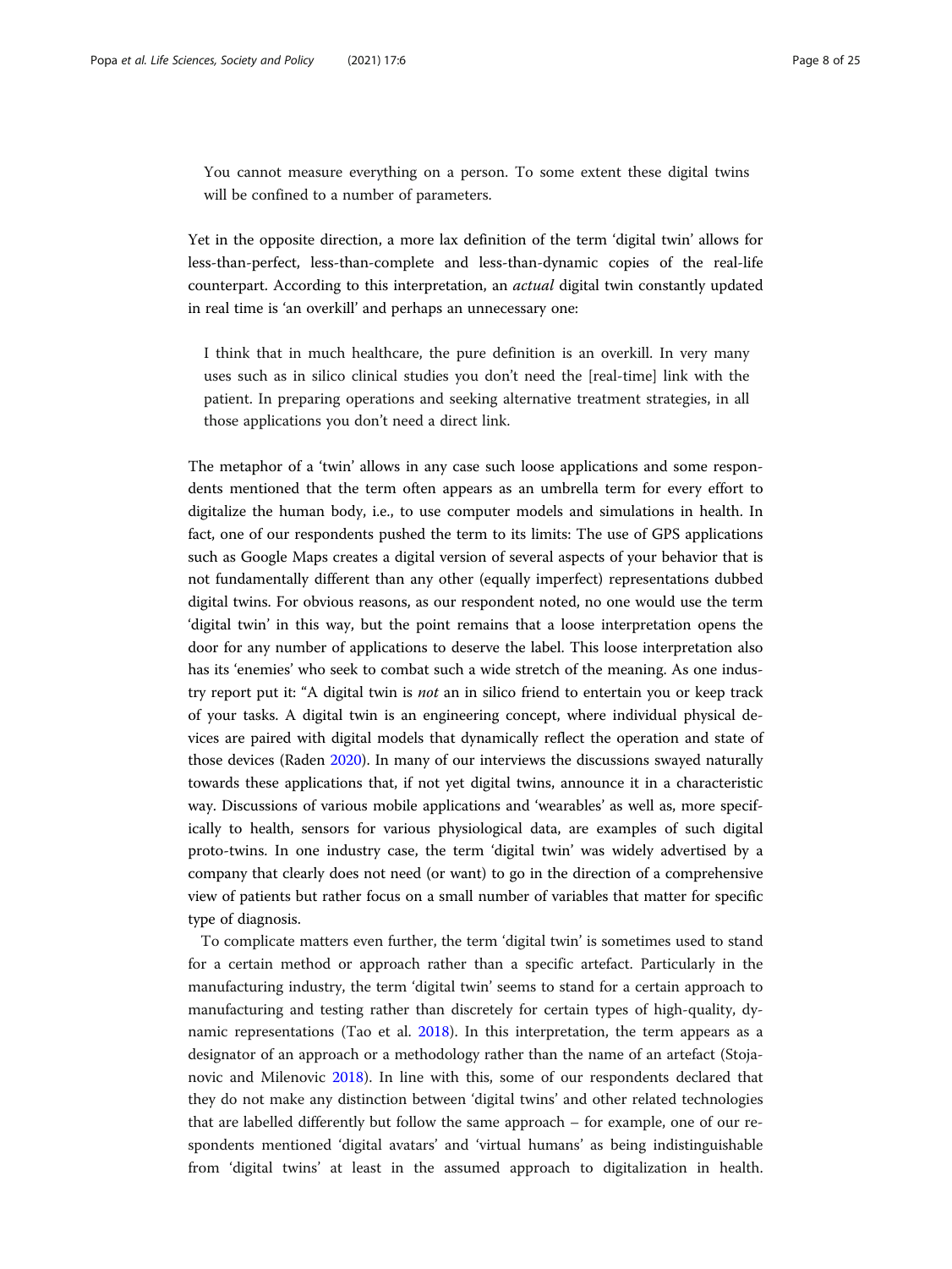> You cannot measure everything on a person. To some extent these digital twins will be confined to a number of parameters.

Yet in the opposite direction, a more lax definition of the term 'digital twin' allows for less-than-perfect, less-than-complete and less-than-dynamic copies of the real-life counterpart. According to this interpretation, an *actual* digital twin constantly updated in real time is 'an overkill' and perhaps an unnecessary one:

> I think that in much healthcare, the pure definition is an overkill. In very many uses such as in silico clinical studies you don't need the [real-time] link with the patient. In preparing operations and seeking alternative treatment strategies, in all those applications you don't need a direct link.

The metaphor of a 'twin' allows in any case such loose applications and some respondents mentioned that the term often appears as an umbrella term for every effort to digitalize the human body, i.e., to use computer models and simulations in health. In fact, one of our respondents pushed the term to its limits: The use of GPS applications such as Google Maps creates a digital version of several aspects of your behavior that is not fundamentally different than any other (equally imperfect) representations dubbed digital twins. For obvious reasons, as our respondent noted, no one would use the term 'digital twin' in this way, but the point remains that a loose interpretation opens the door for any number of applications to deserve the label. This loose interpretation also has its 'enemies' who seek to combat such a wide stretch of the meaning. As one industry report put it: "A digital twin is *not* an in silico friend to entertain you or keep track of your tasks. A digital twin is an engineering concept, where individual physical devices are paired with digital models that dynamically reflect the operation and state of those devices (Raden 2020). In many of our interviews the discussions swayed naturally towards these applications that, if not yet digital twins, announce it in a characteristic way. Discussions of various mobile applications and 'wearables' as well as, more specifically to health, sensors for various physiological data, are examples of such digital proto-twins. In one industry case, the term 'digital twin' was widely advertised by a company that clearly does not need (or want) to go in the direction of a comprehensive view of patients but rather focus on a small number of variables that matter for specific type of diagnosis.

To complicate matters even further, the term 'digital twin' is sometimes used to stand for a certain method or approach rather than a specific artefact. Particularly in the manufacturing industry, the term 'digital twin' seems to stand for a certain approach to manufacturing and testing rather than discretely for certain types of high-quality, dynamic representations (Tao et al. 2018). In this interpretation, the term appears as a designator of an approach or a methodology rather than the name of an artefact (Stojanovic and Milenovic 2018). In line with this, some of our respondents declared that they do not make any distinction between 'digital twins' and other related technologies that are labelled differently but follow the same approach – for example, one of our respondents mentioned 'digital avatars' and 'virtual humans' as being indistinguishable from 'digital twins' at least in the assumed approach to digitalization in health.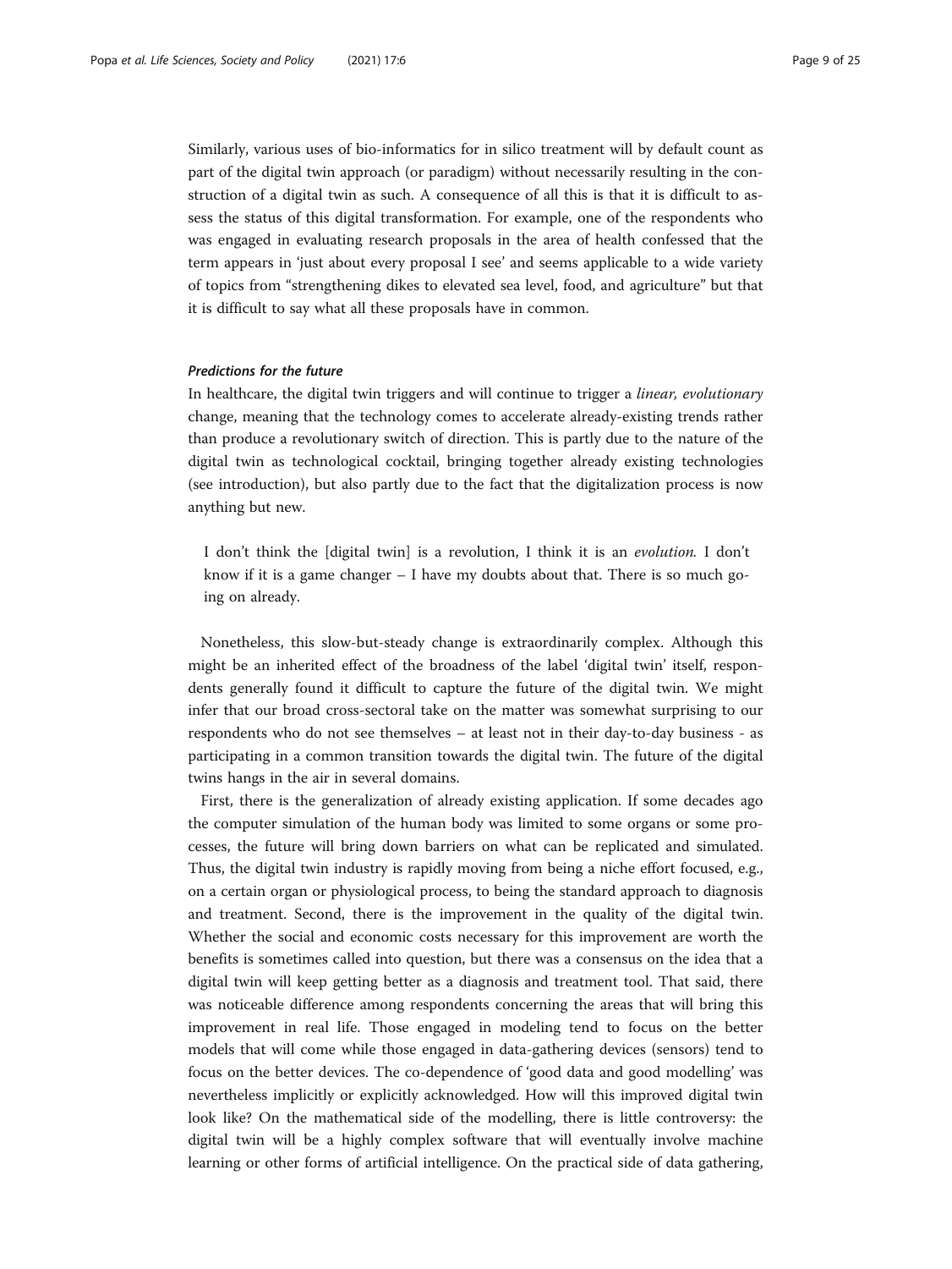Similarly, various uses of bio-informatics for in silico treatment will by default count as part of the digital twin approach (or paradigm) without necessarily resulting in the construction of a digital twin as such. A consequence of all this is that it is difficult to assess the status of this digital transformation. For example, one of the respondents who was engaged in evaluating research proposals in the area of health confessed that the term appears in 'just about every proposal I see' and seems applicable to a wide variety of topics from "strengthening dikes to elevated sea level, food, and agriculture" but that it is difficult to say what all these proposals have in common.

#### *Predictions for the future*

In healthcare, the digital twin triggers and will continue to trigger a *linear, evolutionary* change, meaning that the technology comes to accelerate already-existing trends rather than produce a revolutionary switch of direction. This is partly due to the nature of the digital twin as technological cocktail, bringing together already existing technologies (see introduction), but also partly due to the fact that the digitalization process is now anything but new.

> I don't think the [digital twin] is a revolution, I think it is an *evolution.* I don't know if it is a game changer – I have my doubts about that. There is so much going on already.

Nonetheless, this slow-but-steady change is extraordinarily complex. Although this might be an inherited effect of the broadness of the label 'digital twin' itself, respondents generally found it difficult to capture the future of the digital twin. We might infer that our broad cross-sectoral take on the matter was somewhat surprising to our respondents who do not see themselves – at least not in their day-to-day business - as participating in a common transition towards the digital twin. The future of the digital twins hangs in the air in several domains.

First, there is the generalization of already existing application. If some decades ago the computer simulation of the human body was limited to some organs or some processes, the future will bring down barriers on what can be replicated and simulated. Thus, the digital twin industry is rapidly moving from being a niche effort focused, e.g., on a certain organ or physiological process, to being the standard approach to diagnosis and treatment. Second, there is the improvement in the quality of the digital twin. Whether the social and economic costs necessary for this improvement are worth the benefits is sometimes called into question, but there was a consensus on the idea that a digital twin will keep getting better as a diagnosis and treatment tool. That said, there was noticeable difference among respondents concerning the areas that will bring this improvement in real life. Those engaged in modeling tend to focus on the better models that will come while those engaged in data-gathering devices (sensors) tend to focus on the better devices. The co-dependence of 'good data and good modelling' was nevertheless implicitly or explicitly acknowledged. How will this improved digital twin look like? On the mathematical side of the modelling, there is little controversy: the digital twin will be a highly complex software that will eventually involve machine learning or other forms of artificial intelligence. On the practical side of data gathering,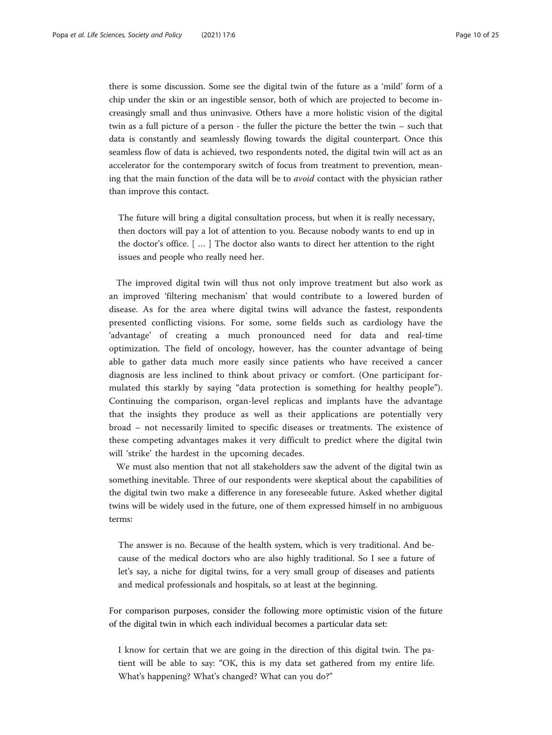there is some discussion. Some see the digital twin of the future as a 'mild' form of a chip under the skin or an ingestible sensor, both of which are projected to become increasingly small and thus uninvasive. Others have a more holistic vision of the digital twin as a full picture of a person - the fuller the picture the better the twin – such that data is constantly and seamlessly flowing towards the digital counterpart. Once this seamless flow of data is achieved, two respondents noted, the digital twin will act as an accelerator for the contemporary switch of focus from treatment to prevention, meaning that the main function of the data will be to *avoid* contact with the physician rather than improve this contact.

> The future will bring a digital consultation process, but when it is really necessary, then doctors will pay a lot of attention to you. Because nobody wants to end up in the doctor's office. [ … ] The doctor also wants to direct her attention to the right issues and people who really need her.

The improved digital twin will thus not only improve treatment but also work as an improved 'filtering mechanism' that would contribute to a lowered burden of disease. As for the area where digital twins will advance the fastest, respondents presented conflicting visions. For some, some fields such as cardiology have the 'advantage' of creating a much pronounced need for data and real-time optimization. The field of oncology, however, has the counter advantage of being able to gather data much more easily since patients who have received a cancer diagnosis are less inclined to think about privacy or comfort. (One participant formulated this starkly by saying "data protection is something for healthy people"). Continuing the comparison, organ-level replicas and implants have the advantage that the insights they produce as well as their applications are potentially very broad – not necessarily limited to specific diseases or treatments. The existence of these competing advantages makes it very difficult to predict where the digital twin will 'strike' the hardest in the upcoming decades.

We must also mention that not all stakeholders saw the advent of the digital twin as something inevitable. Three of our respondents were skeptical about the capabilities of the digital twin two make a difference in any foreseeable future. Asked whether digital twins will be widely used in the future, one of them expressed himself in no ambiguous terms:

> The answer is no. Because of the health system, which is very traditional. And because of the medical doctors who are also highly traditional. So I see a future of let's say, a niche for digital twins, for a very small group of diseases and patients and medical professionals and hospitals, so at least at the beginning.

For comparison purposes, consider the following more optimistic vision of the future of the digital twin in which each individual becomes a particular data set:

> I know for certain that we are going in the direction of this digital twin. The patient will be able to say: "OK, this is my data set gathered from my entire life. What's happening? What's changed? What can you do?"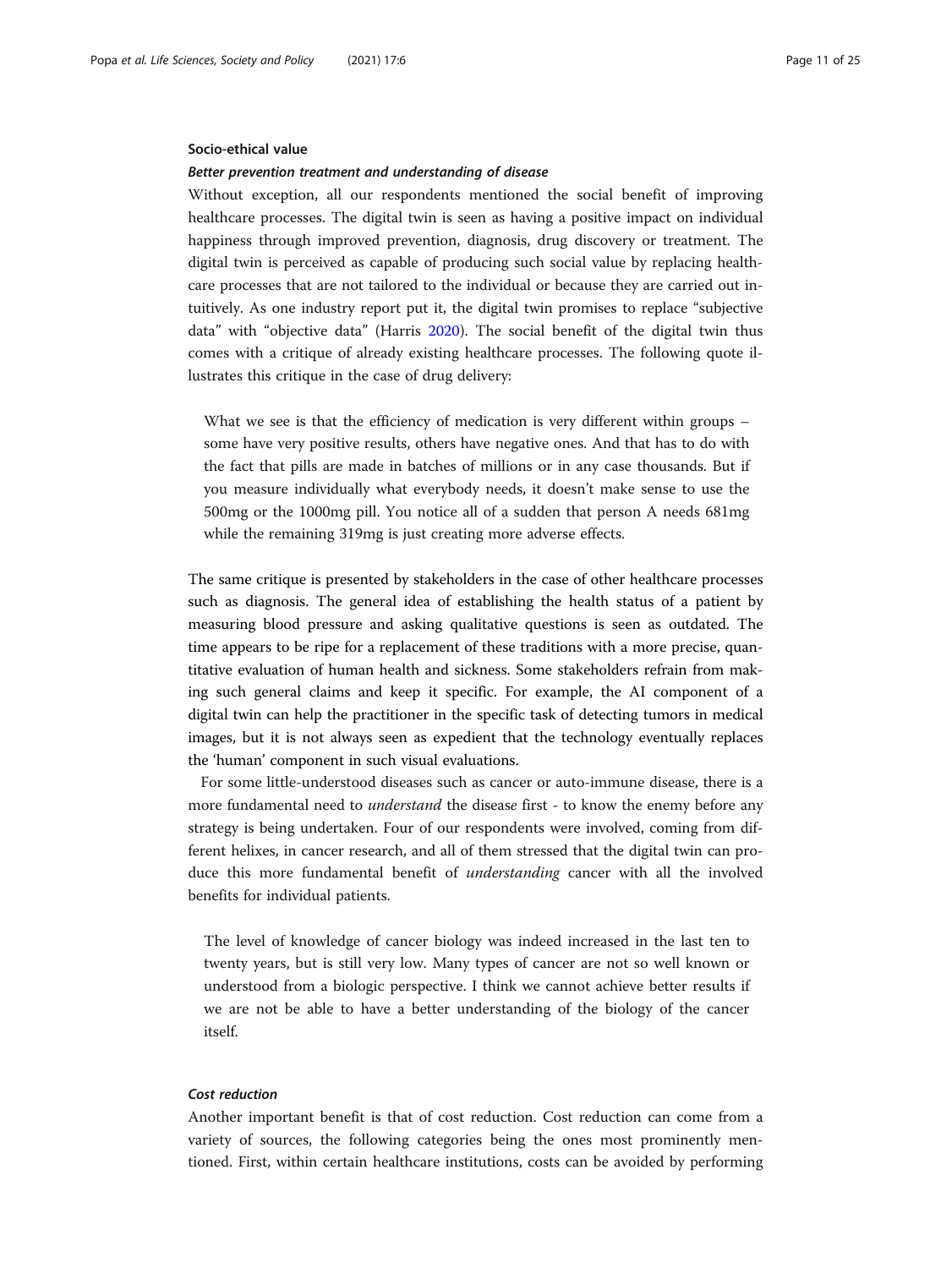### Socio-ethical value

#### *Better prevention treatment and understanding of disease*

Without exception, all our respondents mentioned the social benefit of improving healthcare processes. The digital twin is seen as having a positive impact on individual happiness through improved prevention, diagnosis, drug discovery or treatment. The digital twin is perceived as capable of producing such social value by replacing healthcare processes that are not tailored to the individual or because they are carried out intuitively. As one industry report put it, the digital twin promises to replace "subjective data" with "objective data" (Harris 2020). The social benefit of the digital twin thus comes with a critique of already existing healthcare processes. The following quote illustrates this critique in the case of drug delivery:

> What we see is that the efficiency of medication is very different within groups – some have very positive results, others have negative ones. And that has to do with the fact that pills are made in batches of millions or in any case thousands. But if you measure individually what everybody needs, it doesn't make sense to use the 500mg or the 1000mg pill. You notice all of a sudden that person A needs 681mg while the remaining 319mg is just creating more adverse effects.

The same critique is presented by stakeholders in the case of other healthcare processes such as diagnosis. The general idea of establishing the health status of a patient by measuring blood pressure and asking qualitative questions is seen as outdated. The time appears to be ripe for a replacement of these traditions with a more precise, quantitative evaluation of human health and sickness. Some stakeholders refrain from making such general claims and keep it specific. For example, the AI component of a digital twin can help the practitioner in the specific task of detecting tumors in medical images, but it is not always seen as expedient that the technology eventually replaces the 'human' component in such visual evaluations.

For some little-understood diseases such as cancer or auto-immune disease, there is a more fundamental need to *understand* the disease first - to know the enemy before any strategy is being undertaken. Four of our respondents were involved, coming from different helixes, in cancer research, and all of them stressed that the digital twin can produce this more fundamental benefit of *understanding* cancer with all the involved benefits for individual patients.

> The level of knowledge of cancer biology was indeed increased in the last ten to twenty years, but is still very low. Many types of cancer are not so well known or understood from a biologic perspective. I think we cannot achieve better results if we are not be able to have a better understanding of the biology of the cancer itself.

#### *Cost reduction*

Another important benefit is that of cost reduction. Cost reduction can come from a variety of sources, the following categories being the ones most prominently mentioned. First, within certain healthcare institutions, costs can be avoided by performing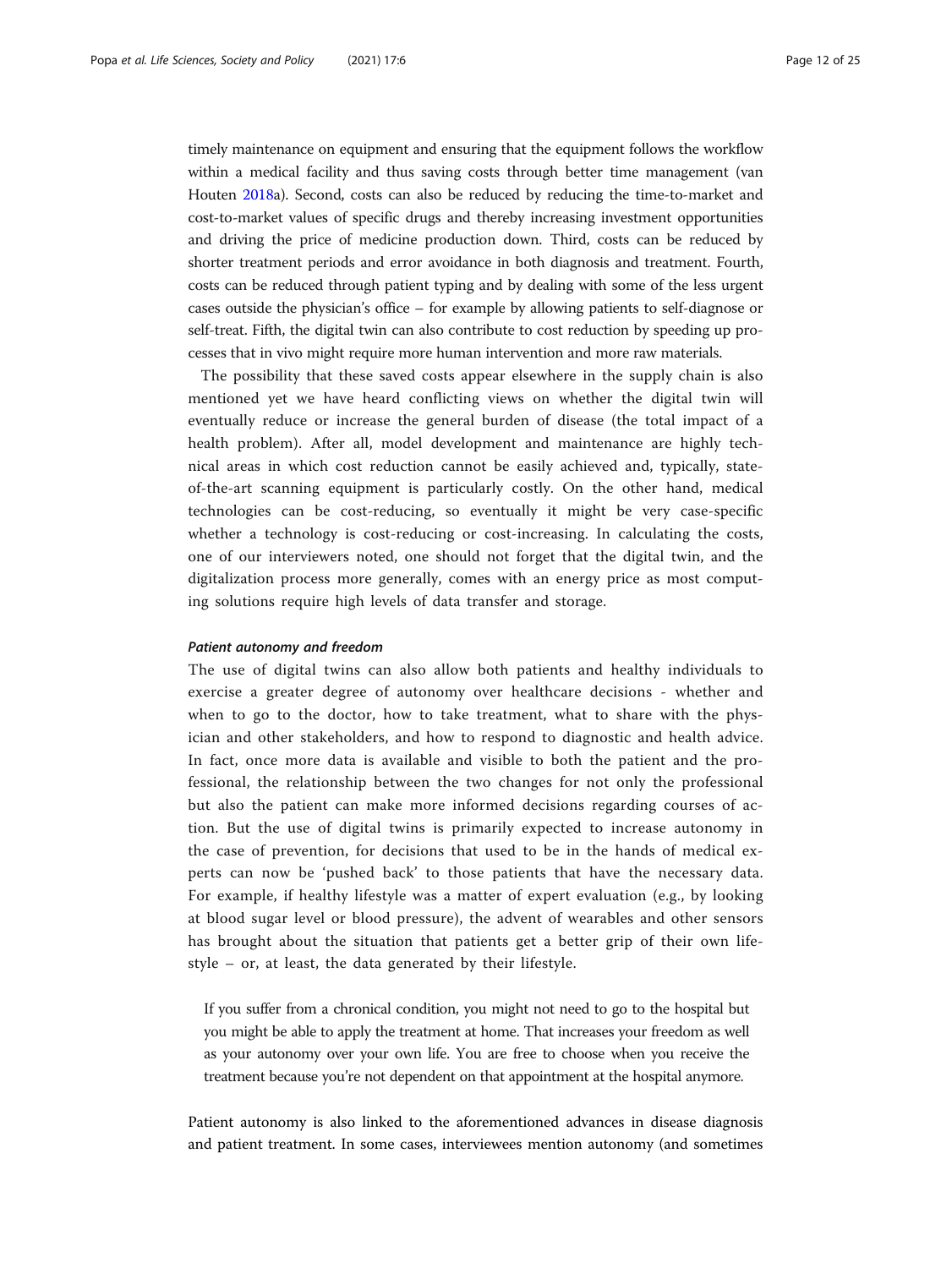timely maintenance on equipment and ensuring that the equipment follows the workflow within a medical facility and thus saving costs through better time management (van Houten 2018a). Second, costs can also be reduced by reducing the time-to-market and cost-to-market values of specific drugs and thereby increasing investment opportunities and driving the price of medicine production down. Third, costs can be reduced by shorter treatment periods and error avoidance in both diagnosis and treatment. Fourth, costs can be reduced through patient typing and by dealing with some of the less urgent cases outside the physician's office – for example by allowing patients to self-diagnose or self-treat. Fifth, the digital twin can also contribute to cost reduction by speeding up processes that in vivo might require more human intervention and more raw materials.

The possibility that these saved costs appear elsewhere in the supply chain is also mentioned yet we have heard conflicting views on whether the digital twin will eventually reduce or increase the general burden of disease (the total impact of a health problem). After all, model development and maintenance are highly technical areas in which cost reduction cannot be easily achieved and, typically, state-of-the-art scanning equipment is particularly costly. On the other hand, medical technologies can be cost-reducing, so eventually it might be very case-specific whether a technology is cost-reducing or cost-increasing. In calculating the costs, one of our interviewers noted, one should not forget that the digital twin, and the digitalization process more generally, comes with an energy price as most computing solutions require high levels of data transfer and storage.

#### *Patient autonomy and freedom*

The use of digital twins can also allow both patients and healthy individuals to exercise a greater degree of autonomy over healthcare decisions - whether and when to go to the doctor, how to take treatment, what to share with the physician and other stakeholders, and how to respond to diagnostic and health advice. In fact, once more data is available and visible to both the patient and the professional, the relationship between the two changes for not only the professional but also the patient can make more informed decisions regarding courses of action. But the use of digital twins is primarily expected to increase autonomy in the case of prevention, for decisions that used to be in the hands of medical experts can now be 'pushed back' to those patients that have the necessary data. For example, if healthy lifestyle was a matter of expert evaluation (e.g., by looking at blood sugar level or blood pressure), the advent of wearables and other sensors has brought about the situation that patients get a better grip of their own lifestyle – or, at least, the data generated by their lifestyle.

> If you suffer from a chronical condition, you might not need to go to the hospital but you might be able to apply the treatment at home. That increases your freedom as well as your autonomy over your own life. You are free to choose when you receive the treatment because you're not dependent on that appointment at the hospital anymore.

Patient autonomy is also linked to the aforementioned advances in disease diagnosis and patient treatment. In some cases, interviewees mention autonomy (and sometimes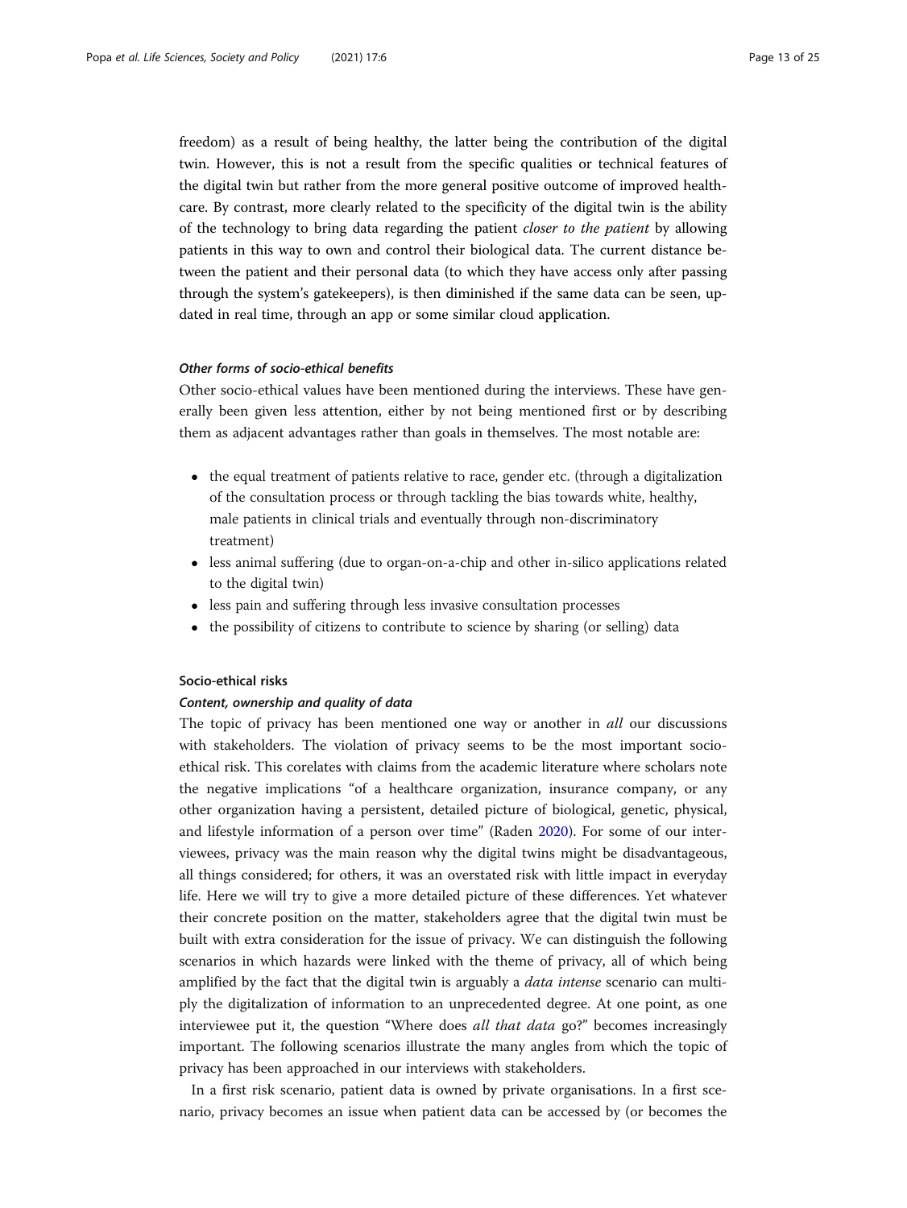freedom) as a result of being healthy, the latter being the contribution of the digital twin. However, this is not a result from the specific qualities or technical features of the digital twin but rather from the more general positive outcome of improved healthcare. By contrast, more clearly related to the specificity of the digital twin is the ability of the technology to bring data regarding the patient *closer to the patient* by allowing patients in this way to own and control their biological data. The current distance between the patient and their personal data (to which they have access only after passing through the system's gatekeepers), is then diminished if the same data can be seen, updated in real time, through an app or some similar cloud application.

#### Other forms of socio-ethical benefits

Other socio-ethical values have been mentioned during the interviews. These have generally been given less attention, either by not being mentioned first or by describing them as adjacent advantages rather than goals in themselves. The most notable are:

- the equal treatment of patients relative to race, gender etc. (through a digitalization of the consultation process or through tackling the bias towards white, healthy, male patients in clinical trials and eventually through non-discriminatory treatment)
- less animal suffering (due to organ-on-a-chip and other in-silico applications related to the digital twin)
- less pain and suffering through less invasive consultation processes
- the possibility of citizens to contribute to science by sharing (or selling) data

### Socio-ethical risks

#### Content, ownership and quality of data

The topic of privacy has been mentioned one way or another in *all* our discussions with stakeholders. The violation of privacy seems to be the most important socio-ethical risk. This corelates with claims from the academic literature where scholars note the negative implications "of a healthcare organization, insurance company, or any other organization having a persistent, detailed picture of biological, genetic, physical, and lifestyle information of a person over time" (Raden 2020). For some of our interviewees, privacy was the main reason why the digital twins might be disadvantageous, all things considered; for others, it was an overstated risk with little impact in everyday life. Here we will try to give a more detailed picture of these differences. Yet whatever their concrete position on the matter, stakeholders agree that the digital twin must be built with extra consideration for the issue of privacy. We can distinguish the following scenarios in which hazards were linked with the theme of privacy, all of which being amplified by the fact that the digital twin is arguably a *data intense* scenario can multiply the digitalization of information to an unprecedented degree. At one point, as one interviewee put it, the question "Where does *all that data* go?" becomes increasingly important. The following scenarios illustrate the many angles from which the topic of privacy has been approached in our interviews with stakeholders.

In a first risk scenario, patient data is owned by private organisations. In a first scenario, privacy becomes an issue when patient data can be accessed by (or becomes the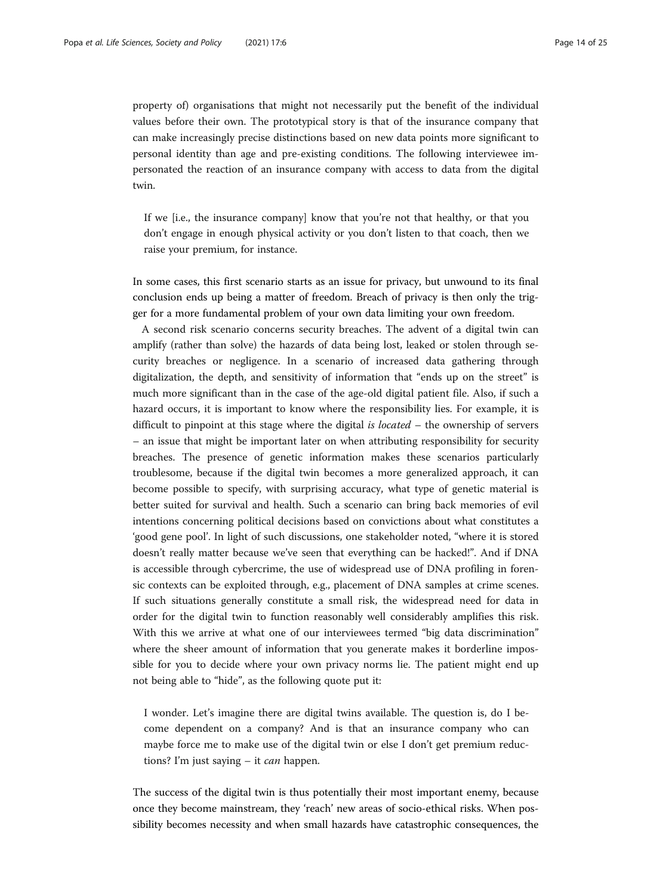property of) organisations that might not necessarily put the benefit of the individual values before their own. The prototypical story is that of the insurance company that can make increasingly precise distinctions based on new data points more significant to personal identity than age and pre-existing conditions. The following interviewee impersonated the reaction of an insurance company with access to data from the digital twin.

> If we [i.e., the insurance company] know that you're not that healthy, or that you don't engage in enough physical activity or you don't listen to that coach, then we raise your premium, for instance.

In some cases, this first scenario starts as an issue for privacy, but unwound to its final conclusion ends up being a matter of freedom. Breach of privacy is then only the trigger for a more fundamental problem of your own data limiting your own freedom.

A second risk scenario concerns security breaches. The advent of a digital twin can amplify (rather than solve) the hazards of data being lost, leaked or stolen through security breaches or negligence. In a scenario of increased data gathering through digitalization, the depth, and sensitivity of information that "ends up on the street" is much more significant than in the case of the age-old digital patient file. Also, if such a hazard occurs, it is important to know where the responsibility lies. For example, it is difficult to pinpoint at this stage where the digital *is located* – the ownership of servers – an issue that might be important later on when attributing responsibility for security breaches. The presence of genetic information makes these scenarios particularly troublesome, because if the digital twin becomes a more generalized approach, it can become possible to specify, with surprising accuracy, what type of genetic material is better suited for survival and health. Such a scenario can bring back memories of evil intentions concerning political decisions based on convictions about what constitutes a 'good gene pool'. In light of such discussions, one stakeholder noted, "where it is stored doesn't really matter because we've seen that everything can be hacked!". And if DNA is accessible through cybercrime, the use of widespread use of DNA profiling in forensic contexts can be exploited through, e.g., placement of DNA samples at crime scenes. If such situations generally constitute a small risk, the widespread need for data in order for the digital twin to function reasonably well considerably amplifies this risk. With this we arrive at what one of our interviewees termed "big data discrimination" where the sheer amount of information that you generate makes it borderline impossible for you to decide where your own privacy norms lie. The patient might end up not being able to "hide", as the following quote put it:

> I wonder. Let's imagine there are digital twins available. The question is, do I become dependent on a company? And is that an insurance company who can maybe force me to make use of the digital twin or else I don't get premium reductions? I'm just saying – it *can* happen.

The success of the digital twin is thus potentially their most important enemy, because once they become mainstream, they 'reach' new areas of socio-ethical risks. When possibility becomes necessity and when small hazards have catastrophic consequences, the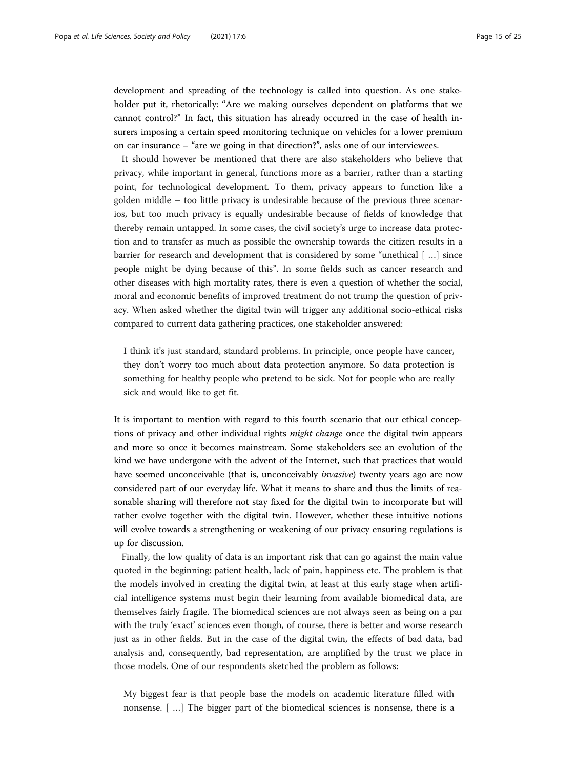development and spreading of the technology is called into question. As one stakeholder put it, rhetorically: "Are we making ourselves dependent on platforms that we cannot control?" In fact, this situation has already occurred in the case of health insurers imposing a certain speed monitoring technique on vehicles for a lower premium on car insurance – "are we going in that direction?", asks one of our interviewees.

It should however be mentioned that there are also stakeholders who believe that privacy, while important in general, functions more as a barrier, rather than a starting point, for technological development. To them, privacy appears to function like a golden middle – too little privacy is undesirable because of the previous three scenarios, but too much privacy is equally undesirable because of fields of knowledge that thereby remain untapped. In some cases, the civil society's urge to increase data protection and to transfer as much as possible the ownership towards the citizen results in a barrier for research and development that is considered by some "unethical [ …] since people might be dying because of this". In some fields such as cancer research and other diseases with high mortality rates, there is even a question of whether the social, moral and economic benefits of improved treatment do not trump the question of privacy. When asked whether the digital twin will trigger any additional socio-ethical risks compared to current data gathering practices, one stakeholder answered:

> I think it's just standard, standard problems. In principle, once people have cancer, they don't worry too much about data protection anymore. So data protection is something for healthy people who pretend to be sick. Not for people who are really sick and would like to get fit.

It is important to mention with regard to this fourth scenario that our ethical conceptions of privacy and other individual rights *might change* once the digital twin appears and more so once it becomes mainstream. Some stakeholders see an evolution of the kind we have undergone with the advent of the Internet, such that practices that would have seemed unconceivable (that is, unconceivably *invasive*) twenty years ago are now considered part of our everyday life. What it means to share and thus the limits of reasonable sharing will therefore not stay fixed for the digital twin to incorporate but will rather evolve together with the digital twin. However, whether these intuitive notions will evolve towards a strengthening or weakening of our privacy ensuring regulations is up for discussion.

Finally, the low quality of data is an important risk that can go against the main value quoted in the beginning: patient health, lack of pain, happiness etc. The problem is that the models involved in creating the digital twin, at least at this early stage when artificial intelligence systems must begin their learning from available biomedical data, are themselves fairly fragile. The biomedical sciences are not always seen as being on a par with the truly 'exact' sciences even though, of course, there is better and worse research just as in other fields. But in the case of the digital twin, the effects of bad data, bad analysis and, consequently, bad representation, are amplified by the trust we place in those models. One of our respondents sketched the problem as follows:

> My biggest fear is that people base the models on academic literature filled with nonsense. [ …] The bigger part of the biomedical sciences is nonsense, there is a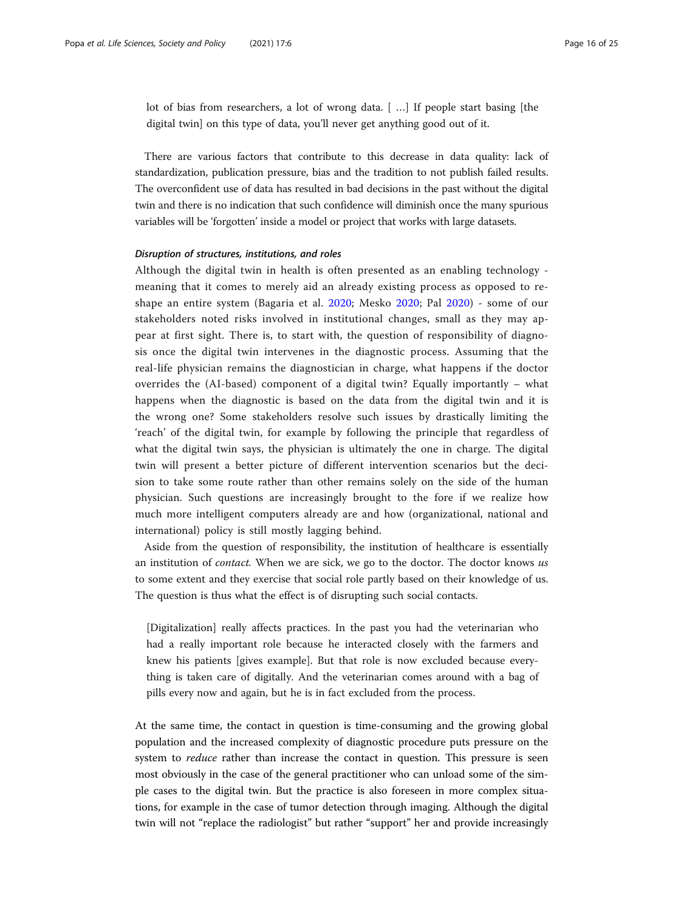> lot of bias from researchers, a lot of wrong data. [ …] If people start basing [the digital twin] on this type of data, you'll never get anything good out of it.

There are various factors that contribute to this decrease in data quality: lack of standardization, publication pressure, bias and the tradition to not publish failed results. The overconfident use of data has resulted in bad decisions in the past without the digital twin and there is no indication that such confidence will diminish once the many spurious variables will be 'forgotten' inside a model or project that works with large datasets.

#### *Disruption of structures, institutions, and roles*

Although the digital twin in health is often presented as an enabling technology - meaning that it comes to merely aid an already existing process as opposed to re-shape an entire system (Bagaria et al. 2020; Mesko 2020; Pal 2020) - some of our stakeholders noted risks involved in institutional changes, small as they may appear at first sight. There is, to start with, the question of responsibility of diagnosis once the digital twin intervenes in the diagnostic process. Assuming that the real-life physician remains the diagnostician in charge, what happens if the doctor overrides the (AI-based) component of a digital twin? Equally importantly – what happens when the diagnostic is based on the data from the digital twin and it is the wrong one? Some stakeholders resolve such issues by drastically limiting the 'reach' of the digital twin, for example by following the principle that regardless of what the digital twin says, the physician is ultimately the one in charge. The digital twin will present a better picture of different intervention scenarios but the decision to take some route rather than other remains solely on the side of the human physician. Such questions are increasingly brought to the fore if we realize how much more intelligent computers already are and how (organizational, national and international) policy is still mostly lagging behind.

Aside from the question of responsibility, the institution of healthcare is essentially an institution of *contact*. When we are sick, we go to the doctor. The doctor knows *us* to some extent and they exercise that social role partly based on their knowledge of us. The question is thus what the effect is of disrupting such social contacts.

> [Digitalization] really affects practices. In the past you had the veterinarian who had a really important role because he interacted closely with the farmers and knew his patients [gives example]. But that role is now excluded because everything is taken care of digitally. And the veterinarian comes around with a bag of pills every now and again, but he is in fact excluded from the process.

At the same time, the contact in question is time-consuming and the growing global population and the increased complexity of diagnostic procedure puts pressure on the system to *reduce* rather than increase the contact in question. This pressure is seen most obviously in the case of the general practitioner who can unload some of the simple cases to the digital twin. But the practice is also foreseen in more complex situations, for example in the case of tumor detection through imaging. Although the digital twin will not "replace the radiologist" but rather "support" her and provide increasingly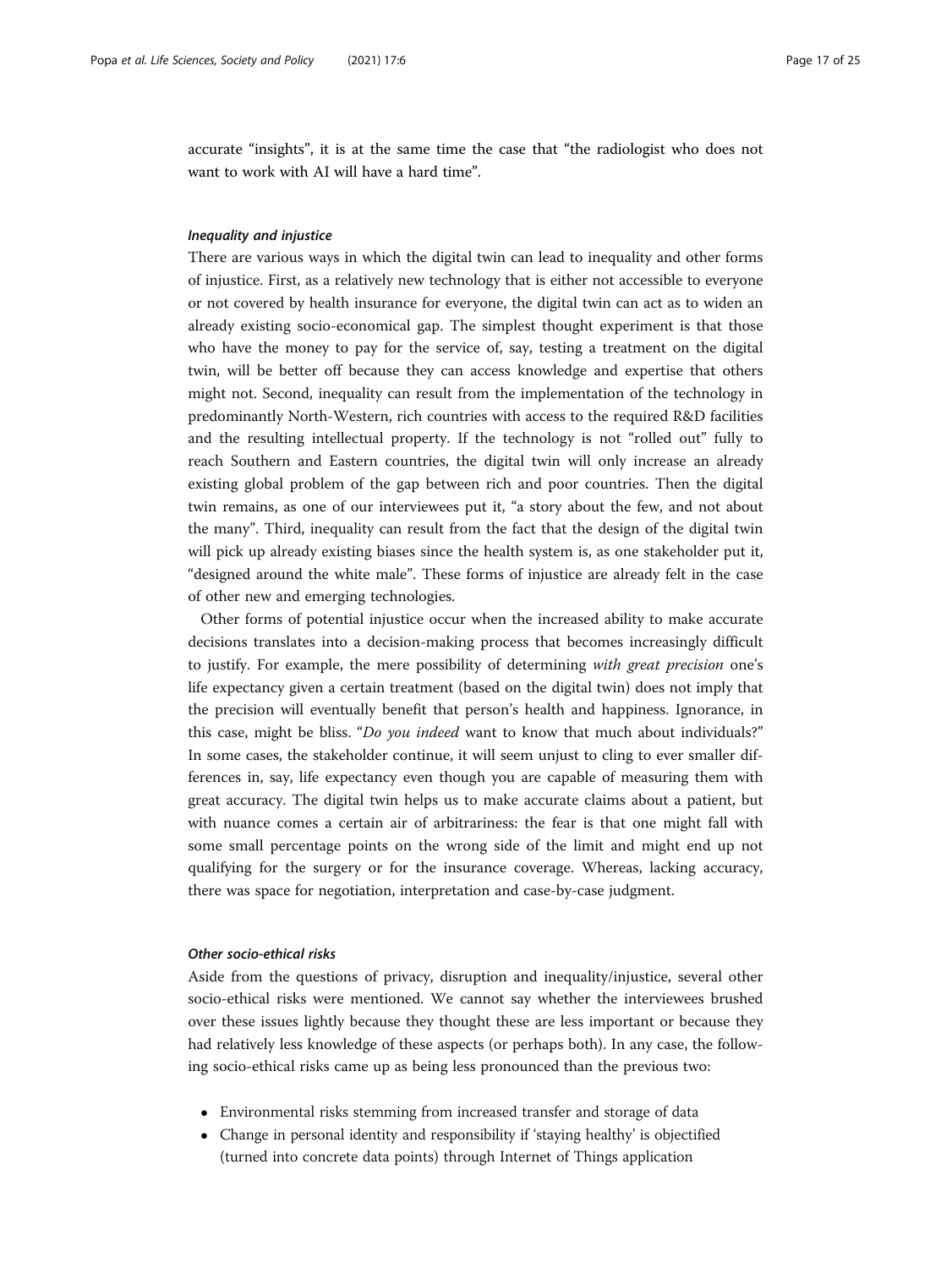accurate "insights", it is at the same time the case that "the radiologist who does not want to work with AI will have a hard time".

#### *Inequality and injustice*

There are various ways in which the digital twin can lead to inequality and other forms of injustice. First, as a relatively new technology that is either not accessible to everyone or not covered by health insurance for everyone, the digital twin can act as to widen an already existing socio-economical gap. The simplest thought experiment is that those who have the money to pay for the service of, say, testing a treatment on the digital twin, will be better off because they can access knowledge and expertise that others might not. Second, inequality can result from the implementation of the technology in predominantly North-Western, rich countries with access to the required R&D facilities and the resulting intellectual property. If the technology is not "rolled out" fully to reach Southern and Eastern countries, the digital twin will only increase an already existing global problem of the gap between rich and poor countries. Then the digital twin remains, as one of our interviewees put it, "a story about the few, and not about the many". Third, inequality can result from the fact that the design of the digital twin will pick up already existing biases since the health system is, as one stakeholder put it, "designed around the white male". These forms of injustice are already felt in the case of other new and emerging technologies.

Other forms of potential injustice occur when the increased ability to make accurate decisions translates into a decision-making process that becomes increasingly difficult to justify. For example, the mere possibility of determining *with great precision* one's life expectancy given a certain treatment (based on the digital twin) does not imply that the precision will eventually benefit that person's health and happiness. Ignorance, in this case, might be bliss. "*Do you indeed* want to know that much about individuals?" In some cases, the stakeholder continue, it will seem unjust to cling to ever smaller differences in, say, life expectancy even though you are capable of measuring them with great accuracy. The digital twin helps us to make accurate claims about a patient, but with nuance comes a certain air of arbitrariness: the fear is that one might fall with some small percentage points on the wrong side of the limit and might end up not qualifying for the surgery or for the insurance coverage. Whereas, lacking accuracy, there was space for negotiation, interpretation and case-by-case judgment.

#### *Other socio-ethical risks*

Aside from the questions of privacy, disruption and inequality/injustice, several other socio-ethical risks were mentioned. We cannot say whether the interviewees brushed over these issues lightly because they thought these are less important or because they had relatively less knowledge of these aspects (or perhaps both). In any case, the following socio-ethical risks came up as being less pronounced than the previous two:

- Environmental risks stemming from increased transfer and storage of data
- Change in personal identity and responsibility if 'staying healthy' is objectified (turned into concrete data points) through Internet of Things application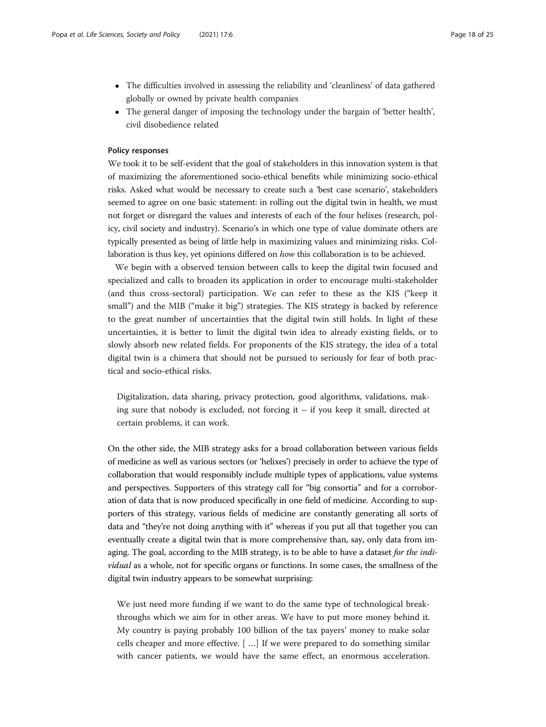- The difficulties involved in assessing the reliability and 'cleanliness' of data gathered globally or owned by private health companies
- The general danger of imposing the technology under the bargain of 'better health', civil disobedience related

#### Policy responses

We took it to be self-evident that the goal of stakeholders in this innovation system is that of maximizing the aforementioned socio-ethical benefits while minimizing socio-ethical risks. Asked what would be necessary to create such a 'best case scenario', stakeholders seemed to agree on one basic statement: in rolling out the digital twin in health, we must not forget or disregard the values and interests of each of the four helixes (research, policy, civil society and industry). Scenario's in which one type of value dominate others are typically presented as being of little help in maximizing values and minimizing risks. Collaboration is thus key, yet opinions differed on *how* this collaboration is to be achieved.

We begin with a observed tension between calls to keep the digital twin focused and specialized and calls to broaden its application in order to encourage multi-stakeholder (and thus cross-sectoral) participation. We can refer to these as the KIS ("keep it small") and the MIB ("make it big") strategies. The KIS strategy is backed by reference to the great number of uncertainties that the digital twin still holds. In light of these uncertainties, it is better to limit the digital twin idea to already existing fields, or to slowly absorb new related fields. For proponents of the KIS strategy, the idea of a total digital twin is a chimera that should not be pursued to seriously for fear of both practical and socio-ethical risks.

> Digitalization, data sharing, privacy protection, good algorithms, validations, making sure that nobody is excluded, not forcing it – if you keep it small, directed at certain problems, it can work.

On the other side, the MIB strategy asks for a broad collaboration between various fields of medicine as well as various sectors (or 'helixes') precisely in order to achieve the type of collaboration that would responsibly include multiple types of applications, value systems and perspectives. Supporters of this strategy call for "big consortia" and for a corroboration of data that is now produced specifically in one field of medicine. According to supporters of this strategy, various fields of medicine are constantly generating all sorts of data and "they're not doing anything with it" whereas if you put all that together you can eventually create a digital twin that is more comprehensive than, say, only data from imaging. The goal, according to the MIB strategy, is to be able to have a dataset *for the individual* as a whole, not for specific organs or functions. In some cases, the smallness of the digital twin industry appears to be somewhat surprising:

> We just need more funding if we want to do the same type of technological breakthroughs which we aim for in other areas. We have to put more money behind it. My country is paying probably 100 billion of the tax payers' money to make solar cells cheaper and more effective. [ …] If we were prepared to do something similar with cancer patients, we would have the same effect, an enormous acceleration.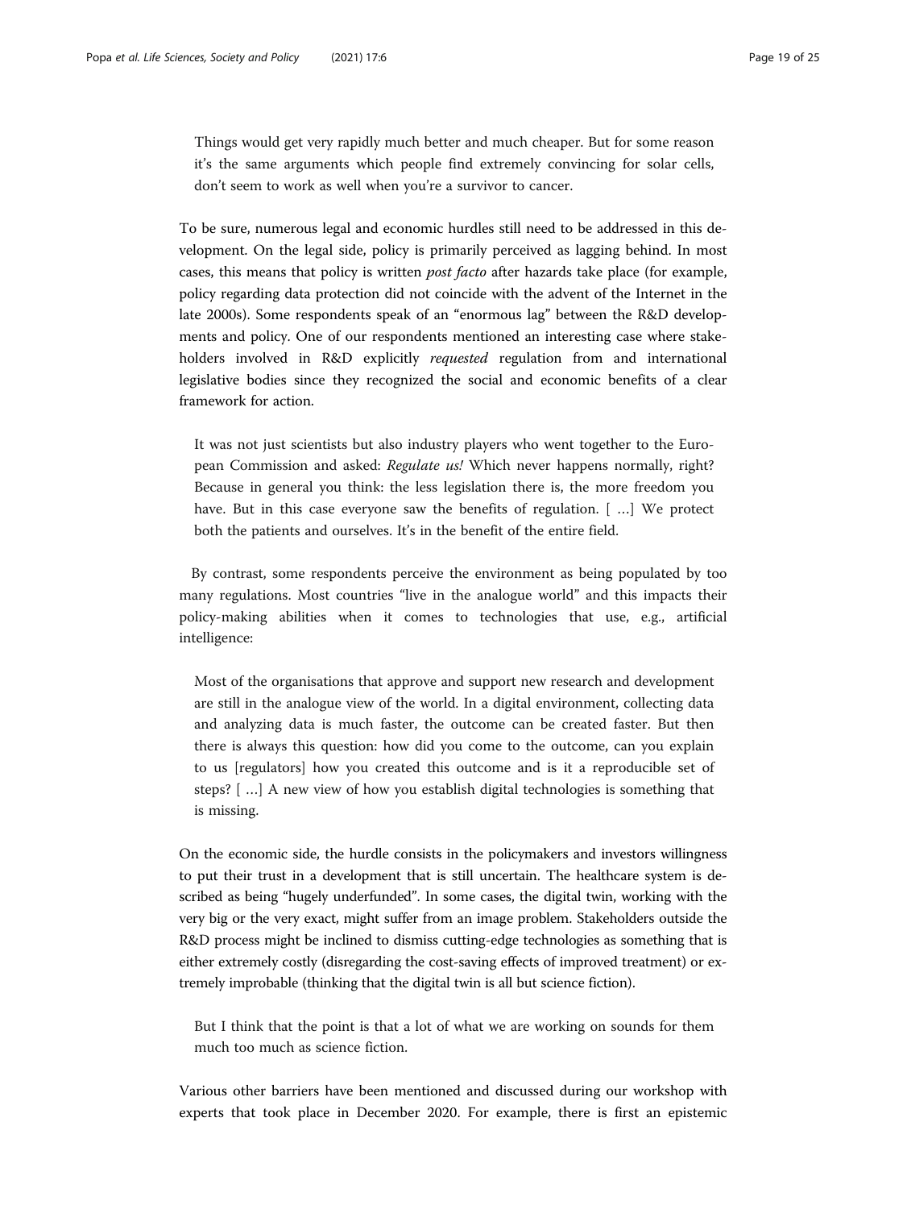> Things would get very rapidly much better and much cheaper. But for some reason it's the same arguments which people find extremely convincing for solar cells, don't seem to work as well when you're a survivor to cancer.

To be sure, numerous legal and economic hurdles still need to be addressed in this development. On the legal side, policy is primarily perceived as lagging behind. In most cases, this means that policy is written *post facto* after hazards take place (for example, policy regarding data protection did not coincide with the advent of the Internet in the late 2000s). Some respondents speak of an "enormous lag" between the R&D developments and policy. One of our respondents mentioned an interesting case where stakeholders involved in R&D explicitly *requested* regulation from and international legislative bodies since they recognized the social and economic benefits of a clear framework for action.

> It was not just scientists but also industry players who went together to the European Commission and asked: *Regulate us!* Which never happens normally, right? Because in general you think: the less legislation there is, the more freedom you have. But in this case everyone saw the benefits of regulation. [ …] We protect both the patients and ourselves. It's in the benefit of the entire field.

By contrast, some respondents perceive the environment as being populated by too many regulations. Most countries "live in the analogue world" and this impacts their policy-making abilities when it comes to technologies that use, e.g., artificial intelligence:

> Most of the organisations that approve and support new research and development are still in the analogue view of the world. In a digital environment, collecting data and analyzing data is much faster, the outcome can be created faster. But then there is always this question: how did you come to the outcome, can you explain to us [regulators] how you created this outcome and is it a reproducible set of steps? [ …] A new view of how you establish digital technologies is something that is missing.

On the economic side, the hurdle consists in the policymakers and investors willingness to put their trust in a development that is still uncertain. The healthcare system is described as being "hugely underfunded". In some cases, the digital twin, working with the very big or the very exact, might suffer from an image problem. Stakeholders outside the R&D process might be inclined to dismiss cutting-edge technologies as something that is either extremely costly (disregarding the cost-saving effects of improved treatment) or extremely improbable (thinking that the digital twin is all but science fiction).

> But I think that the point is that a lot of what we are working on sounds for them much too much as science fiction.

Various other barriers have been mentioned and discussed during our workshop with experts that took place in December 2020. For example, there is first an epistemic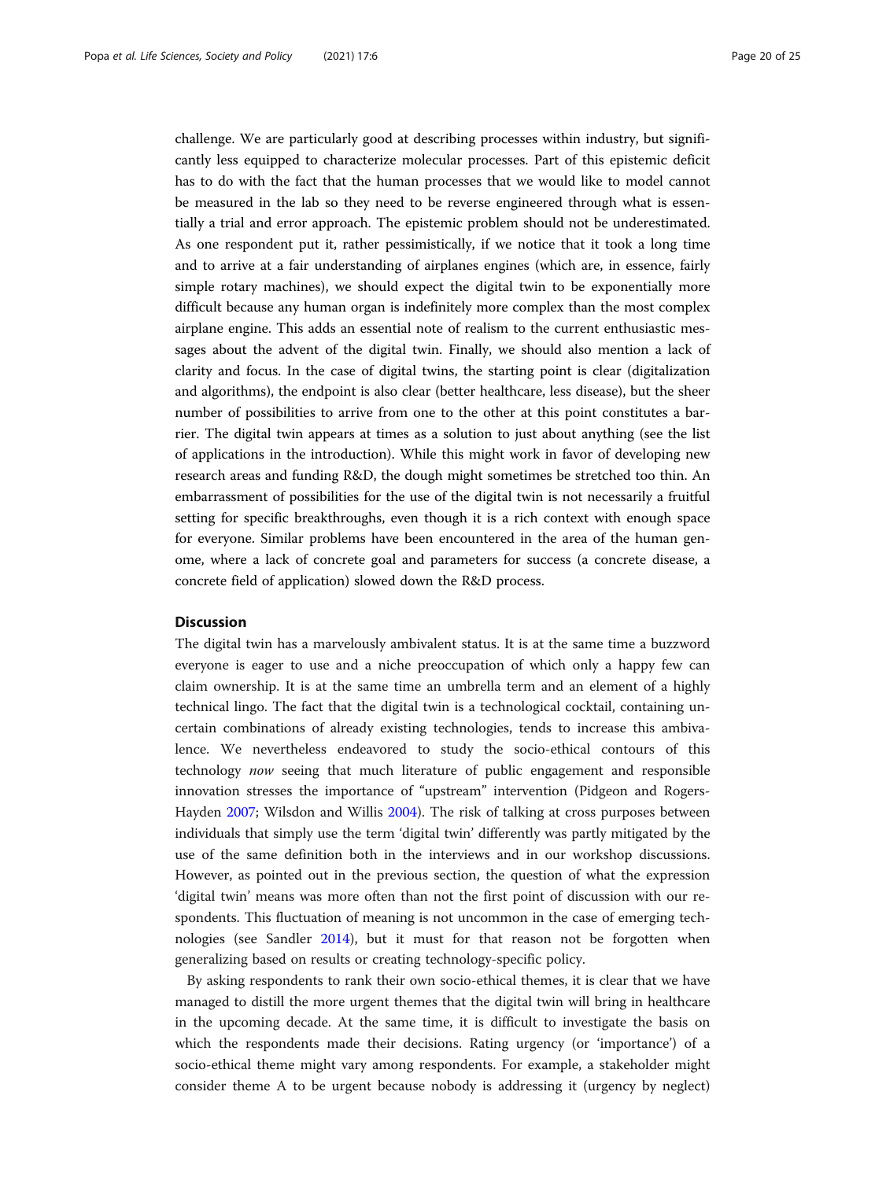challenge. We are particularly good at describing processes within industry, but significantly less equipped to characterize molecular processes. Part of this epistemic deficit has to do with the fact that the human processes that we would like to model cannot be measured in the lab so they need to be reverse engineered through what is essentially a trial and error approach. The epistemic problem should not be underestimated. As one respondent put it, rather pessimistically, if we notice that it took a long time and to arrive at a fair understanding of airplanes engines (which are, in essence, fairly simple rotary machines), we should expect the digital twin to be exponentially more difficult because any human organ is indefinitely more complex than the most complex airplane engine. This adds an essential note of realism to the current enthusiastic messages about the advent of the digital twin. Finally, we should also mention a lack of clarity and focus. In the case of digital twins, the starting point is clear (digitalization and algorithms), the endpoint is also clear (better healthcare, less disease), but the sheer number of possibilities to arrive from one to the other at this point constitutes a barrier. The digital twin appears at times as a solution to just about anything (see the list of applications in the introduction). While this might work in favor of developing new research areas and funding R&D, the dough might sometimes be stretched too thin. An embarrassment of possibilities for the use of the digital twin is not necessarily a fruitful setting for specific breakthroughs, even though it is a rich context with enough space for everyone. Similar problems have been encountered in the area of the human genome, where a lack of concrete goal and parameters for success (a concrete disease, a concrete field of application) slowed down the R&D process.

## Discussion

The digital twin has a marvelously ambivalent status. It is at the same time a buzzword everyone is eager to use and a niche preoccupation of which only a happy few can claim ownership. It is at the same time an umbrella term and an element of a highly technical lingo. The fact that the digital twin is a technological cocktail, containing uncertain combinations of already existing technologies, tends to increase this ambivalence. We nevertheless endeavored to study the socio-ethical contours of this technology *now* seeing that much literature of public engagement and responsible innovation stresses the importance of "upstream" intervention (Pidgeon and Rogers-Hayden 2007; Wilsdon and Willis 2004). The risk of talking at cross purposes between individuals that simply use the term 'digital twin' differently was partly mitigated by the use of the same definition both in the interviews and in our workshop discussions. However, as pointed out in the previous section, the question of what the expression 'digital twin' means was more often than not the first point of discussion with our respondents. This fluctuation of meaning is not uncommon in the case of emerging technologies (see Sandler 2014), but it must for that reason not be forgotten when generalizing based on results or creating technology-specific policy.

By asking respondents to rank their own socio-ethical themes, it is clear that we have managed to distill the more urgent themes that the digital twin will bring in healthcare in the upcoming decade. At the same time, it is difficult to investigate the basis on which the respondents made their decisions. Rating urgency (or 'importance') of a socio-ethical theme might vary among respondents. For example, a stakeholder might consider theme A to be urgent because nobody is addressing it (urgency by neglect)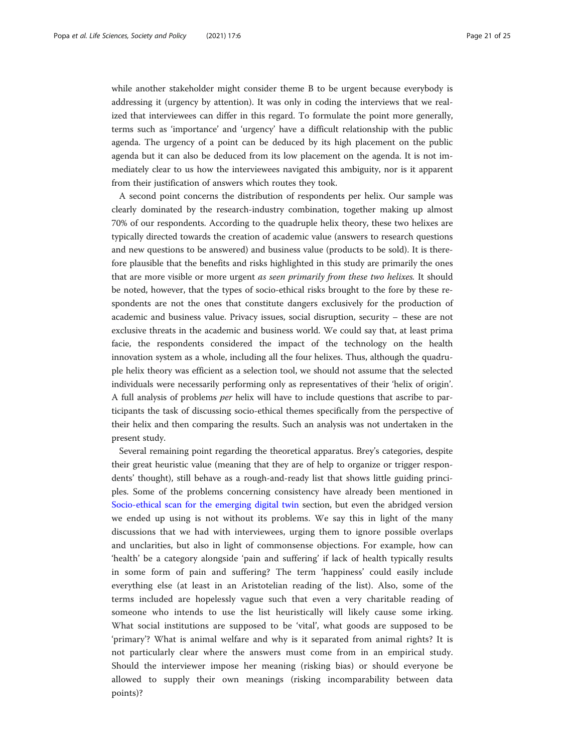while another stakeholder might consider theme B to be urgent because everybody is addressing it (urgency by attention). It was only in coding the interviews that we realized that interviewees can differ in this regard. To formulate the point more generally, terms such as 'importance' and 'urgency' have a difficult relationship with the public agenda. The urgency of a point can be deduced by its high placement on the public agenda but it can also be deduced from its low placement on the agenda. It is not immediately clear to us how the interviewees navigated this ambiguity, nor is it apparent from their justification of answers which routes they took.

A second point concerns the distribution of respondents per helix. Our sample was clearly dominated by the research-industry combination, together making up almost 70% of our respondents. According to the quadruple helix theory, these two helixes are typically directed towards the creation of academic value (answers to research questions and new questions to be answered) and business value (products to be sold). It is therefore plausible that the benefits and risks highlighted in this study are primarily the ones that are more visible or more urgent *as seen primarily from these two helixes*. It should be noted, however, that the types of socio-ethical risks brought to the fore by these respondents are not the ones that constitute dangers exclusively for the production of academic and business value. Privacy issues, social disruption, security – these are not exclusive threats in the academic and business world. We could say that, at least prima facie, the respondents considered the impact of the technology on the health innovation system as a whole, including all the four helixes. Thus, although the quadruple helix theory was efficient as a selection tool, we should not assume that the selected individuals were necessarily performing only as representatives of their 'helix of origin'. A full analysis of problems *per* helix will have to include questions that ascribe to participants the task of discussing socio-ethical themes specifically from the perspective of their helix and then comparing the results. Such an analysis was not undertaken in the present study.

Several remaining point regarding the theoretical apparatus. Brey's categories, despite their great heuristic value (meaning that they are of help to organize or trigger respondents' thought), still behave as a rough-and-ready list that shows little guiding principles. Some of the problems concerning consistency have already been mentioned in Socio-ethical scan for the emerging digital twin section, but even the abridged version we ended up using is not without its problems. We say this in light of the many discussions that we had with interviewees, urging them to ignore possible overlaps and unclarities, but also in light of commonsense objections. For example, how can 'health' be a category alongside 'pain and suffering' if lack of health typically results in some form of pain and suffering? The term 'happiness' could easily include everything else (at least in an Aristotelian reading of the list). Also, some of the terms included are hopelessly vague such that even a very charitable reading of someone who intends to use the list heuristically will likely cause some irking. What social institutions are supposed to be 'vital', what goods are supposed to be 'primary'? What is animal welfare and why is it separated from animal rights? It is not particularly clear where the answers must come from in an empirical study. Should the interviewer impose her meaning (risking bias) or should everyone be allowed to supply their own meanings (risking incomparability between data points)?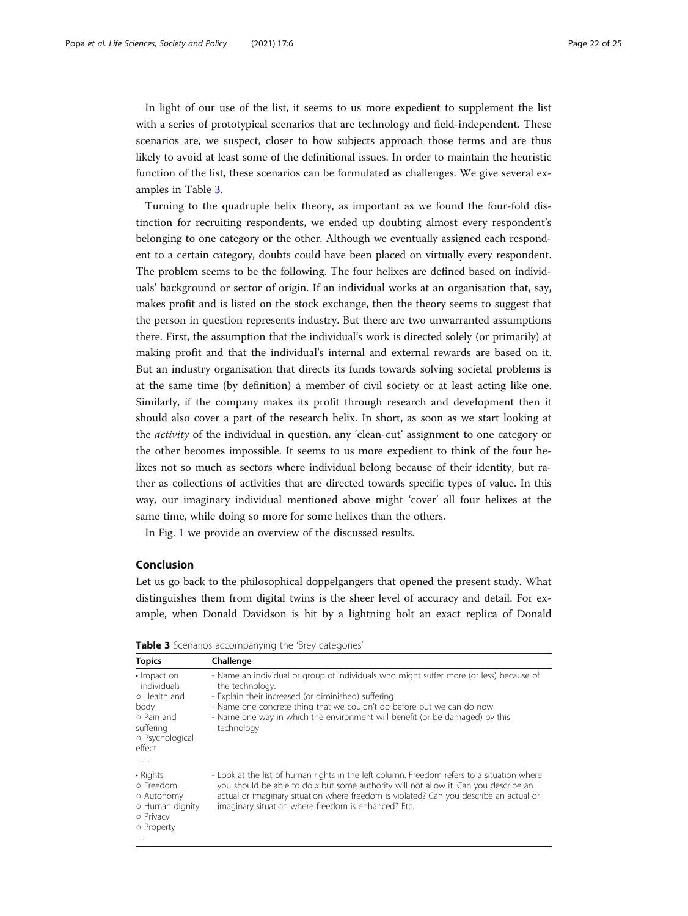In light of our use of the list, it seems to us more expedient to supplement the list with a series of prototypical scenarios that are technology and field-independent. These scenarios are, we suspect, closer to how subjects approach those terms and are thus likely to avoid at least some of the definitional issues. In order to maintain the heuristic function of the list, these scenarios can be formulated as challenges. We give several examples in Table 3.

Turning to the quadruple helix theory, as important as we found the four-fold distinction for recruiting respondents, we ended up doubting almost every respondent's belonging to one category or the other. Although we eventually assigned each respondent to a certain category, doubts could have been placed on virtually every respondent. The problem seems to be the following. The four helixes are defined based on individuals' background or sector of origin. If an individual works at an organisation that, say, makes profit and is listed on the stock exchange, then the theory seems to suggest that the person in question represents industry. But there are two unwarranted assumptions there. First, the assumption that the individual's work is directed solely (or primarily) at making profit and that the individual's internal and external rewards are based on it. But an industry organisation that directs its funds towards solving societal problems is at the same time (by definition) a member of civil society or at least acting like one. Similarly, if the company makes its profit through research and development then it should also cover a part of the research helix. In short, as soon as we start looking at the *activity* of the individual in question, any 'clean-cut' assignment to one category or the other becomes impossible. It seems to us more expedient to think of the four helixes not so much as sectors where individual belong because of their identity, but rather as collections of activities that are directed towards specific types of value. In this way, our imaginary individual mentioned above might 'cover' all four helixes at the same time, while doing so more for some helixes than the others.

In Fig. 1 we provide an overview of the discussed results.

## Conclusion

Let us go back to the philosophical doppelgangers that opened the present study. What distinguishes them from digital twins is the sheer level of accuracy and detail. For example, when Donald Davidson is hit by a lightning bolt an exact replica of Donald

**Table 3** Scenarios accompanying the 'Brey categories'

| Topics | Challenge |
|---|---|
| • Impact on individuals<br>○ Health and body<br>○ Pain and suffering<br>○ Psychological effect<br>… . | - Name an individual or group of individuals who might suffer more (or less) because of the technology.<br>- Explain their increased (or diminished) suffering<br>- Name one concrete thing that we couldn't do before but we can do now<br>- Name one way in which the environment will benefit (or be damaged) by this technology |
| • Rights<br>○ Freedom<br>○ Autonomy<br>○ Human dignity<br>○ Privacy<br>○ Property<br>… | - Look at the list of human rights in the left column. Freedom refers to a situation where you should be able to do *x* but some authority will not allow it. Can you describe an actual or imaginary situation where freedom is violated? Can you describe an actual or imaginary situation where freedom is enhanced? Etc. |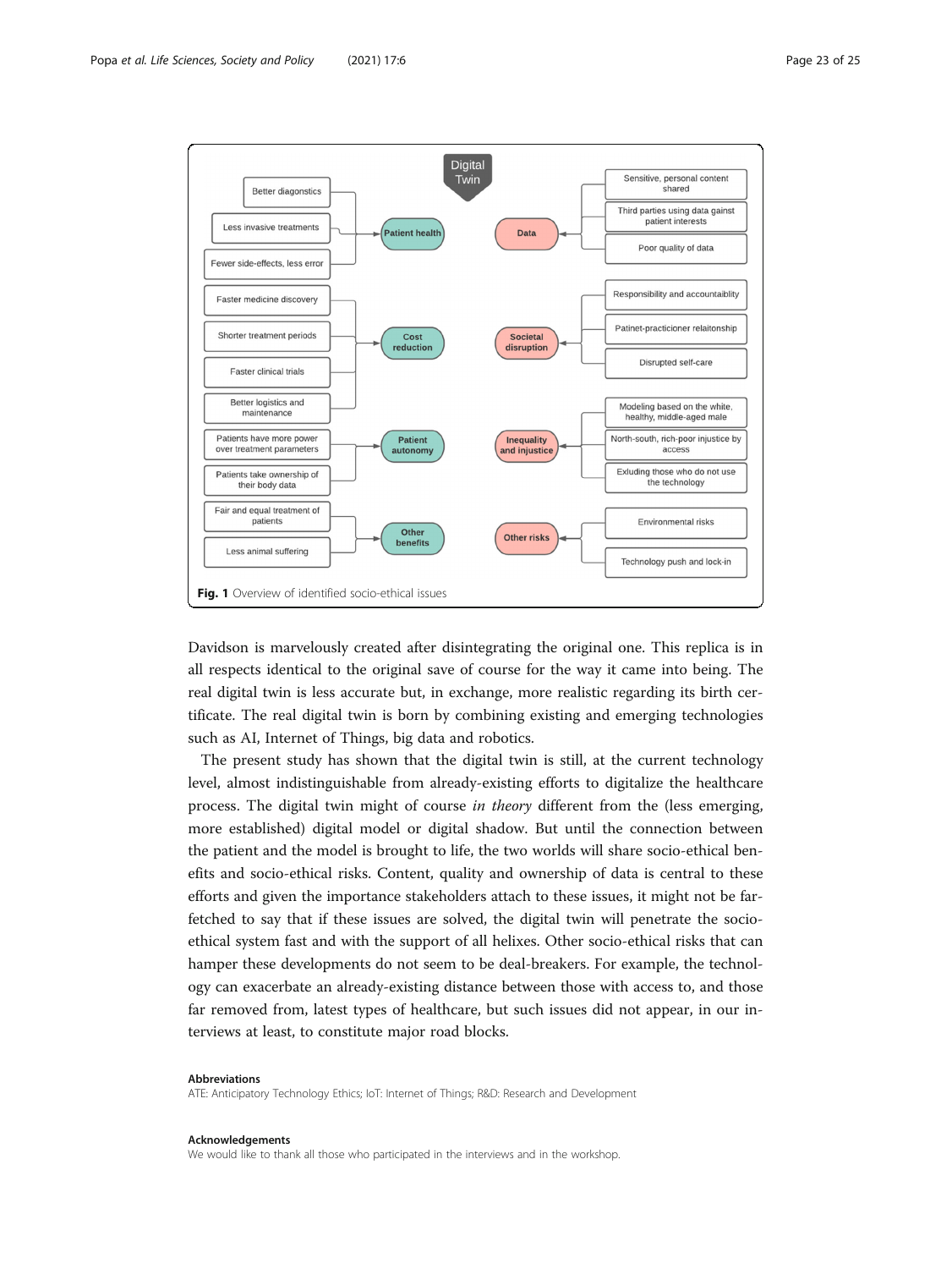**Digital Twin**

- **Patient health**
  - Better diagonstics
  - Less invasive treatments
  - Fewer side-effects, less error
- **Cost reduction**
  - Faster medicine discovery
  - Shorter treatment periods
  - Faster clinical trials
  - Better logistics and maintenance
- **Patient autonomy**
  - Patients have more power over treatment parameters
  - Patients take ownership of their body data
- **Other benefits**
  - Fair and equal treatment of patients
  - Less animal suffering
- **Data**
  - Sensitive, personal content shared
  - Third parties using data gainst patient interests
  - Poor quality of data
- **Societal disruption**
  - Responsibility and accountaiblity
  - Patinet-practicioner relaitonship
  - Disrupted self-care
- **Inequality and injustice**
  - Modeling based on the white, healthy, middle-aged male
  - North-south, rich-poor injustice by access
  - Exluding those who do not use the technology
- **Other risks**
  - Environmental risks
  - Technology push and lock-in

**Fig. 1** Overview of identified socio-ethical issues

Davidson is marvelously created after disintegrating the original one. This replica is in all respects identical to the original save of course for the way it came into being. The real digital twin is less accurate but, in exchange, more realistic regarding its birth certificate. The real digital twin is born by combining existing and emerging technologies such as AI, Internet of Things, big data and robotics.

The present study has shown that the digital twin is still, at the current technology level, almost indistinguishable from already-existing efforts to digitalize the healthcare process. The digital twin might of course *in theory* different from the (less emerging, more established) digital model or digital shadow. But until the connection between the patient and the model is brought to life, the two worlds will share socio-ethical benefits and socio-ethical risks. Content, quality and ownership of data is central to these efforts and given the importance stakeholders attach to these issues, it might not be far-fetched to say that if these issues are solved, the digital twin will penetrate the socio-ethical system fast and with the support of all helixes. Other socio-ethical risks that can hamper these developments do not seem to be deal-breakers. For example, the technology can exacerbate an already-existing distance between those with access to, and those far removed from, latest types of healthcare, but such issues did not appear, in our interviews at least, to constitute major road blocks.

#### Abbreviations

ATE: Anticipatory Technology Ethics; IoT: Internet of Things; R&D: Research and Development

#### Acknowledgements

We would like to thank all those who participated in the interviews and in the workshop.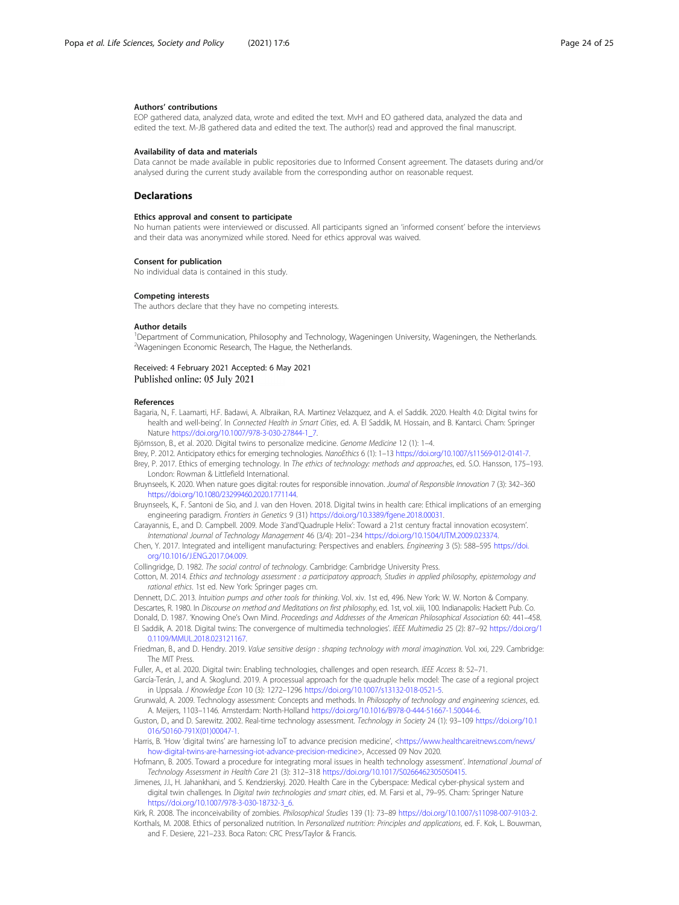### Authors' contributions

EOP gathered data, analyzed data, wrote and edited the text. MvH and EO gathered data, analyzed the data and edited the text. M-JB gathered data and edited the text. The author(s) read and approved the final manuscript.

### Availability of data and materials

Data cannot be made available in public repositories due to Informed Consent agreement. The datasets during and/or analysed during the current study available from the corresponding author on reasonable request.

## Declarations

### Ethics approval and consent to participate

No human patients were interviewed or discussed. All participants signed an 'informed consent' before the interviews and their data was anonymized while stored. Need for ethics approval was waived.

### Consent for publication

No individual data is contained in this study.

### Competing interests

The authors declare that they have no competing interests.

### Author details

[1]Department of Communication, Philosophy and Technology, Wageningen University, Wageningen, the Netherlands. [2]Wageningen Economic Research, The Hague, the Netherlands.

Received: 4 February 2021 Accepted: 6 May 2021
Published online: 05 July 2021

### References

Bagaria, N., F. Laamarti, H.F. Badawi, A. Albraikan, R.A. Martinez Velazquez, and A. el Saddik. 2020. Health 4.0: Digital twins for health and well-being'. In *Connected Health in Smart Cities*, ed. A. El Saddik, M. Hossain, and B. Kantarci. Cham: Springer Nature https://doi.org/10.1007/978-3-030-27844-1_7.

Björnsson, B., et al. 2020. Digital twins to personalize medicine. *Genome Medicine* 12 (1): 1–4.

Brey, P. 2012. Anticipatory ethics for emerging technologies. *NanoEthics* 6 (1): 1–13 https://doi.org/10.1007/s11569-012-0141-7.

Brey, P. 2017. Ethics of emerging technology. In *The ethics of technology: methods and approaches*, ed. S.O. Hansson, 175–193. London: Rowman & Littlefield International.

Bruynseels, K. 2020. When nature goes digital: routes for responsible innovation. *Journal of Responsible Innovation* 7 (3): 342–360 https://doi.org/10.1080/23299460.2020.1771144.

Bruynseels, K., F. Santoni de Sio, and J. van den Hoven. 2018. Digital twins in health care: Ethical implications of an emerging engineering paradigm. *Frontiers in Genetics* 9 (31) https://doi.org/10.3389/fgene.2018.00031.

Carayannis, E., and D. Campbell. 2009. Mode 3'and'Quadruple Helix': Toward a 21st century fractal innovation ecosystem'. *International Journal of Technology Management* 46 (3/4): 201–234 https://doi.org/10.1504/IJTM.2009.023374.

Chen, Y. 2017. Integrated and intelligent manufacturing: Perspectives and enablers. *Engineering* 3 (5): 588–595 https://doi.org/10.1016/J.ENG.2017.04.009.

Collingridge, D. 1982. *The social control of technology*. Cambridge: Cambridge University Press.

Cotton, M. 2014. *Ethics and technology assessment : a participatory approach, Studies in applied philosophy, epistemology and rational ethics*. 1st ed. New York: Springer pages cm.

Dennett, D.C. 2013. *Intuition pumps and other tools for thinking*. Vol. xiv. 1st ed, 496. New York: W. W. Norton & Company.

Descartes, R. 1980. In *Discourse on method and Meditations on first philosophy*, ed. 1st, vol. xiii, 100. Indianapolis: Hackett Pub. Co.

Donald, D. 1987. 'Knowing One's Own Mind. *Proceedings and Addresses of the American Philosophical Association* 60: 441–458.

El Saddik, A. 2018. Digital twins: The convergence of multimedia technologies'. *IEEE Multimedia* 25 (2): 87–92 https://doi.org/10.1109/MMUL.2018.023121167.

Friedman, B., and D. Hendry. 2019. *Value sensitive design : shaping technology with moral imagination*. Vol. xxi, 229. Cambridge: The MIT Press.

Fuller, A., et al. 2020. Digital twin: Enabling technologies, challenges and open research. *IEEE Access* 8: 52–71.

García-Terán, J., and A. Skoglund. 2019. A processual approach for the quadruple helix model: The case of a regional project in Uppsala. *J Knowledge Econ* 10 (3): 1272–1296 https://doi.org/10.1007/s13132-018-0521-5.

Grunwald, A. 2009. Technology assessment: Concepts and methods. In *Philosophy of technology and engineering sciences*, ed. A. Meijers, 1103–1146. Amsterdam: North-Holland https://doi.org/10.1016/B978-0-444-51667-1.50044-6.

Guston, D., and D. Sarewitz. 2002. Real-time technology assessment. *Technology in Society* 24 (1): 93–109 https://doi.org/10.1016/S0160-791X(01)00047-1.

Harris, B. 'How 'digital twins' are harnessing IoT to advance precision medicine', <https://www.healthcareitnews.com/news/how-digital-twins-are-harnessing-iot-advance-precision-medicine>, Accessed 09 Nov 2020.

Hofmann, B. 2005. Toward a procedure for integrating moral issues in health technology assessment'. *International Journal of Technology Assessment in Health Care* 21 (3): 312–318 https://doi.org/10.1017/S0266462305050415.

Jimenes, J.I., H. Jahankhani, and S. Kendzierskyj. 2020. Health Care in the Cyberspace: Medical cyber-physical system and digital twin challenges. In *Digital twin technologies and smart cities*, ed. M. Farsi et al., 79–95. Cham: Springer Nature https://doi.org/10.1007/978-3-030-18732-3_6.

Kirk, R. 2008. The inconceivability of zombies. *Philosophical Studies* 139 (1): 73–89 https://doi.org/10.1007/s11098-007-9103-2.

Korthals, M. 2008. Ethics of personalized nutrition. In *Personalized nutrition: Principles and applications*, ed. F. Kok, L. Bouwman, and F. Desiere, 221–233. Boca Raton: CRC Press/Taylor & Francis.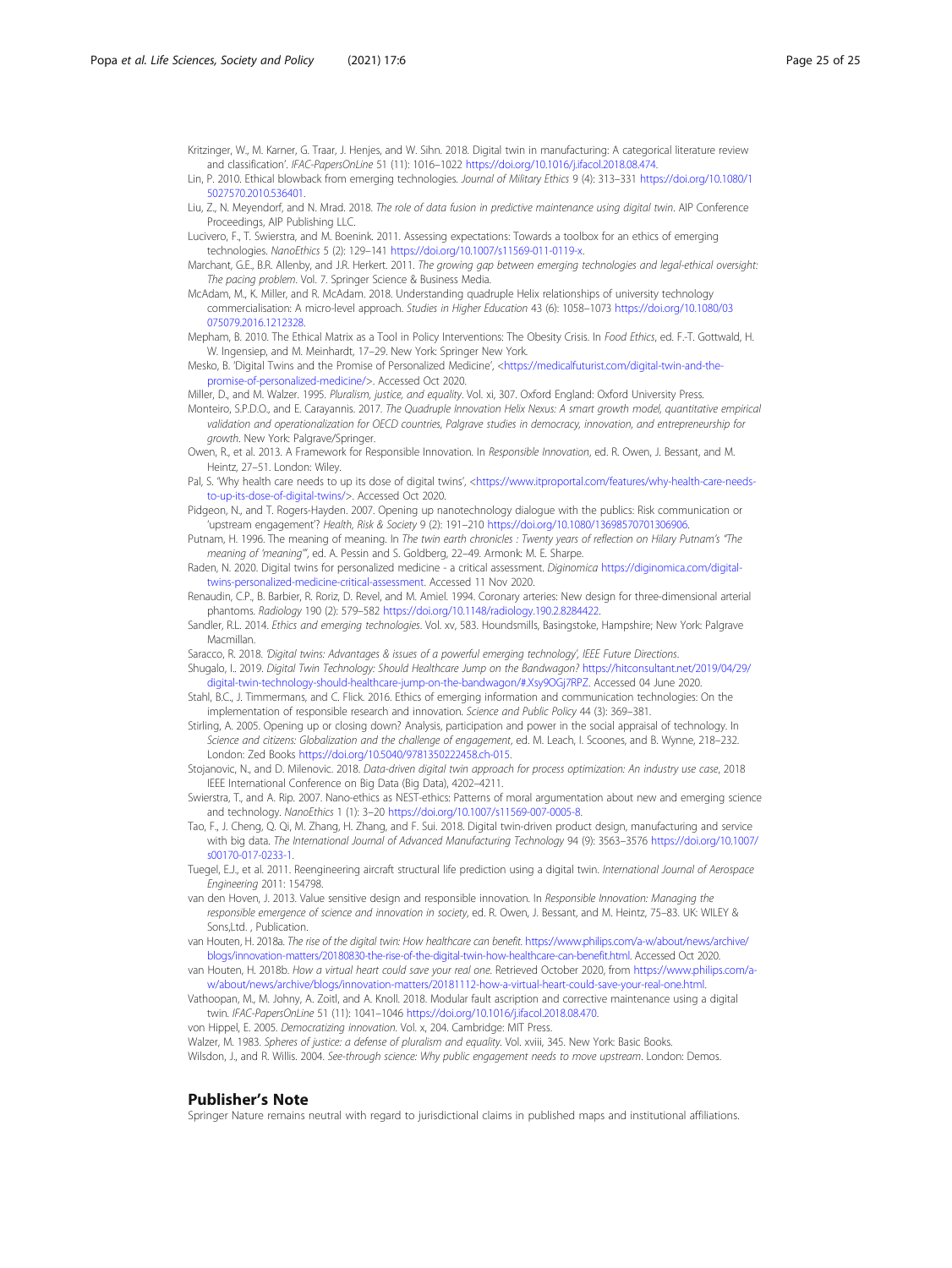Kritzinger, W., M. Karner, G. Traar, J. Henjes, and W. Sihn. 2018. Digital twin in manufacturing: A categorical literature review and classification'. *IFAC-PapersOnLine* 51 (11): 1016–1022 https://doi.org/10.1016/j.ifacol.2018.08.474.

Lin, P. 2010. Ethical blowback from emerging technologies. *Journal of Military Ethics* 9 (4): 313–331 https://doi.org/10.1080/15027570.2010.536401.

Liu, Z., N. Meyendorf, and N. Mrad. 2018. *The role of data fusion in predictive maintenance using digital twin*. AIP Conference Proceedings, AIP Publishing LLC.

Lucivero, F., T. Swierstra, and M. Boenink. 2011. Assessing expectations: Towards a toolbox for an ethics of emerging technologies. *NanoEthics* 5 (2): 129–141 https://doi.org/10.1007/s11569-011-0119-x.

Marchant, G.E., B.R. Allenby, and J.R. Herkert. 2011. *The growing gap between emerging technologies and legal-ethical oversight: The pacing problem*. Vol. 7. Springer Science & Business Media.

McAdam, M., K. Miller, and R. McAdam. 2018. Understanding quadruple Helix relationships of university technology commercialisation: A micro-level approach. *Studies in Higher Education* 43 (6): 1058–1073 https://doi.org/10.1080/03075079.2016.1212328.

Mepham, B. 2010. The Ethical Matrix as a Tool in Policy Interventions: The Obesity Crisis. In *Food Ethics*, ed. F.-T. Gottwald, H. W. Ingensiep, and M. Meinhardt, 17–29. New York: Springer New York.

Mesko, B. 'Digital Twins and the Promise of Personalized Medicine', <https://medicalfuturist.com/digital-twin-and-the-promise-of-personalized-medicine/>. Accessed Oct 2020.

Miller, D., and M. Walzer. 1995. *Pluralism, justice, and equality*. Vol. xi, 307. Oxford England: Oxford University Press.

Monteiro, S.P.D.O., and E. Carayannis. 2017. *The Quadruple Innovation Helix Nexus: A smart growth model, quantitative empirical validation and operationalization for OECD countries, Palgrave studies in democracy, innovation, and entrepreneurship for growth*. New York: Palgrave/Springer.

Owen, R., et al. 2013. A Framework for Responsible Innovation. In *Responsible Innovation*, ed. R. Owen, J. Bessant, and M. Heintz, 27–51. London: Wiley.

Pal, S. 'Why health care needs to up its dose of digital twins', <https://www.itproportal.com/features/why-health-care-needs-to-up-its-dose-of-digital-twins/>. Accessed Oct 2020.

Pidgeon, N., and T. Rogers-Hayden. 2007. Opening up nanotechnology dialogue with the publics: Risk communication or 'upstream engagement'? *Health, Risk & Society* 9 (2): 191–210 https://doi.org/10.1080/13698570701306906.

Putnam, H. 1996. The meaning of meaning. In *The twin earth chronicles : Twenty years of reflection on Hilary Putnam's "The meaning of 'meaning'"*, ed. A. Pessin and S. Goldberg, 22–49. Armonk: M. E. Sharpe.

Raden, N. 2020. Digital twins for personalized medicine - a critical assessment. *Diginomica* https://diginomica.com/digital-twins-personalized-medicine-critical-assessment. Accessed 11 Nov 2020.

Renaudin, C.P., B. Barbier, R. Roriz, D. Revel, and M. Amiel. 1994. Coronary arteries: New design for three-dimensional arterial phantoms. *Radiology* 190 (2): 579–582 https://doi.org/10.1148/radiology.190.2.8284422.

Sandler, R.L. 2014. *Ethics and emerging technologies*. Vol. xv, 583. Houndsmills, Basingstoke, Hampshire; New York: Palgrave Macmillan.

Saracco, R. 2018. *'Digital twins: Advantages & issues of a powerful emerging technology'*, *IEEE Future Directions*.

Shugalo, I.. 2019. *Digital Twin Technology: Should Healthcare Jump on the Bandwagon?* https://hitconsultant.net/2019/04/29/digital-twin-technology-should-healthcare-jump-on-the-bandwagon/#.Xsy9OGj7RPZ. Accessed 04 June 2020.

Stahl, B.C., J. Timmermans, and C. Flick. 2016. Ethics of emerging information and communication technologies: On the implementation of responsible research and innovation. *Science and Public Policy* 44 (3): 369–381.

Stirling, A. 2005. Opening up or closing down? Analysis, participation and power in the social appraisal of technology. In *Science and citizens: Globalization and the challenge of engagement*, ed. M. Leach, I. Scoones, and B. Wynne, 218–232. London: Zed Books https://doi.org/10.5040/9781350222458.ch-015.

Stojanovic, N., and D. Milenovic. 2018. *Data-driven digital twin approach for process optimization: An industry use case*, 2018 IEEE International Conference on Big Data (Big Data), 4202–4211.

Swierstra, T., and A. Rip. 2007. Nano-ethics as NEST-ethics: Patterns of moral argumentation about new and emerging science and technology. *NanoEthics* 1 (1): 3–20 https://doi.org/10.1007/s11569-007-0005-8.

Tao, F., J. Cheng, Q. Qi, M. Zhang, H. Zhang, and F. Sui. 2018. Digital twin-driven product design, manufacturing and service with big data. *The International Journal of Advanced Manufacturing Technology* 94 (9): 3563–3576 https://doi.org/10.1007/s00170-017-0233-1.

Tuegel, E.J., et al. 2011. Reengineering aircraft structural life prediction using a digital twin. *International Journal of Aerospace Engineering* 2011: 154798.

van den Hoven, J. 2013. Value sensitive design and responsible innovation. In *Responsible Innovation: Managing the responsible emergence of science and innovation in society*, ed. R. Owen, J. Bessant, and M. Heintz, 75–83. UK: WILEY & Sons,Ltd. , Publication.

van Houten, H. 2018a. *The rise of the digital twin: How healthcare can benefit*. https://www.philips.com/a-w/about/news/archive/blogs/innovation-matters/20180830-the-rise-of-the-digital-twin-how-healthcare-can-benefit.html. Accessed Oct 2020.

van Houten, H. 2018b. *How a virtual heart could save your real one*. Retrieved October 2020, from https://www.philips.com/a-w/about/news/archive/blogs/innovation-matters/20181112-how-a-virtual-heart-could-save-your-real-one.html.

Vathoopan, M., M. Johny, A. Zoitl, and A. Knoll. 2018. Modular fault ascription and corrective maintenance using a digital twin. *IFAC-PapersOnLine* 51 (11): 1041–1046 https://doi.org/10.1016/j.ifacol.2018.08.470.

von Hippel, E. 2005. *Democratizing innovation*. Vol. x, 204. Cambridge: MIT Press.

Walzer, M. 1983. *Spheres of justice: a defense of pluralism and equality*. Vol. xviii, 345. New York: Basic Books.

Wilsdon, J., and R. Willis. 2004. *See-through science: Why public engagement needs to move upstream*. London: Demos.

## Publisher's Note

Springer Nature remains neutral with regard to jurisdictional claims in published maps and institutional affiliations.